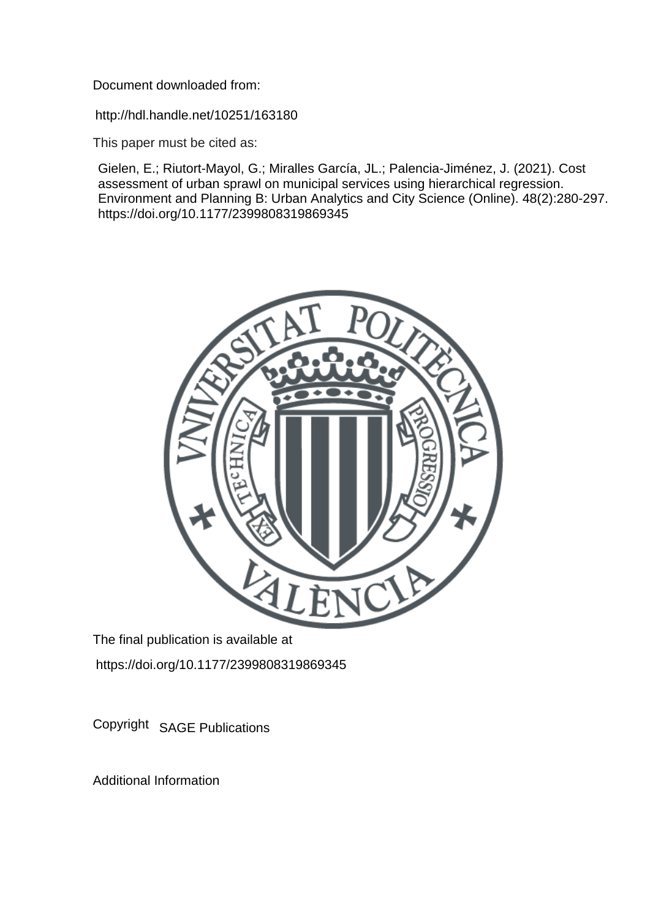Document downloaded from:

http://hdl.handle.net/10251/163180

This paper must be cited as:

Gielen, E.; Riutort-Mayol, G.; Miralles García, JL.; Palencia-Jiménez, J. (2021). Cost assessment of urban sprawl on municipal services using hierarchical regression. Environment and Planning B: Urban Analytics and City Science (Online). 48(2):280-297. https://doi.org/10.1177/2399808319869345

The final publication is available at

https://doi.org/10.1177/2399808319869345

Copyright SAGE Publications

Additional Information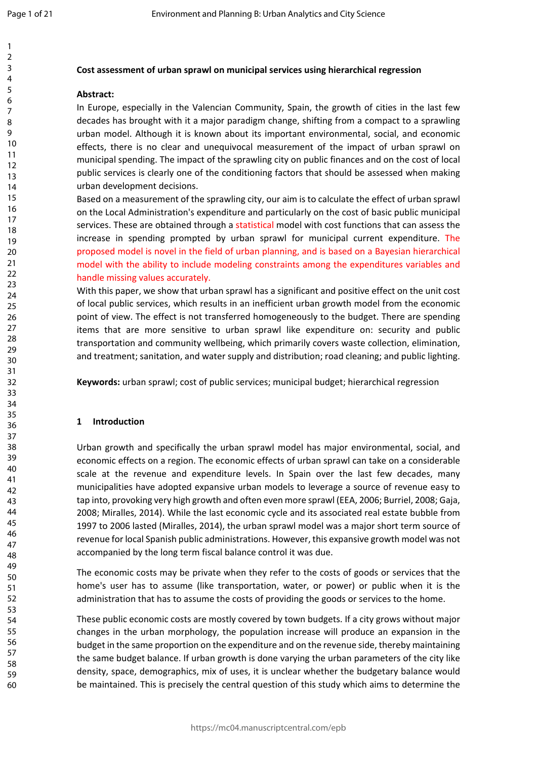**Cost assessment of urban sprawl on municipal services using hierarchical regression**

**Abstract:**

In Europe, especially in the Valencian Community, Spain, the growth of cities in the last few decades has brought with it a major paradigm change, shifting from a compact to a sprawling urban model. Although it is known about its important environmental, social, and economic effects, there is no clear and unequivocal measurement of the impact of urban sprawl on municipal spending. The impact of the sprawling city on public finances and on the cost of local public services is clearly one of the conditioning factors that should be assessed when making urban development decisions.

Based on a measurement of the sprawling city, our aim is to calculate the effect of urban sprawl on the Local Administration's expenditure and particularly on the cost of basic public municipal services. These are obtained through a statistical model with cost functions that can assess the increase in spending prompted by urban sprawl for municipal current expenditure. The proposed model is novel in the field of urban planning, and is based on a Bayesian hierarchical model with the ability to include modeling constraints among the expenditures variables and handle missing values accurately.

With this paper, we show that urban sprawl has a significant and positive effect on the unit cost of local public services, which results in an inefficient urban growth model from the economic point of view. The effect is not transferred homogeneously to the budget. There are spending items that are more sensitive to urban sprawl like expenditure on: security and public transportation and community wellbeing, which primarily covers waste collection, elimination, and treatment; sanitation, and water supply and distribution; road cleaning; and public lighting.

**Keywords:** urban sprawl; cost of public services; municipal budget; hierarchical regression

## 1 Introduction

Urban growth and specifically the urban sprawl model has major environmental, social, and economic effects on a region. The economic effects of urban sprawl can take on a considerable scale at the revenue and expenditure levels. In Spain over the last few decades, many municipalities have adopted expansive urban models to leverage a source of revenue easy to tap into, provoking very high growth and often even more sprawl (EEA, 2006; Burriel, 2008; Gaja, 2008; Miralles, 2014). While the last economic cycle and its associated real estate bubble from 1997 to 2006 lasted (Miralles, 2014), the urban sprawl model was a major short term source of revenue for local Spanish public administrations. However, this expansive growth model was not accompanied by the long term fiscal balance control it was due.

The economic costs may be private when they refer to the costs of goods or services that the home's user has to assume (like transportation, water, or power) or public when it is the administration that has to assume the costs of providing the goods or services to the home.

These public economic costs are mostly covered by town budgets. If a city grows without major changes in the urban morphology, the population increase will produce an expansion in the budget in the same proportion on the expenditure and on the revenue side, thereby maintaining the same budget balance. If urban growth is done varying the urban parameters of the city like density, space, demographics, mix of uses, it is unclear whether the budgetary balance would be maintained. This is precisely the central question of this study which aims to determine the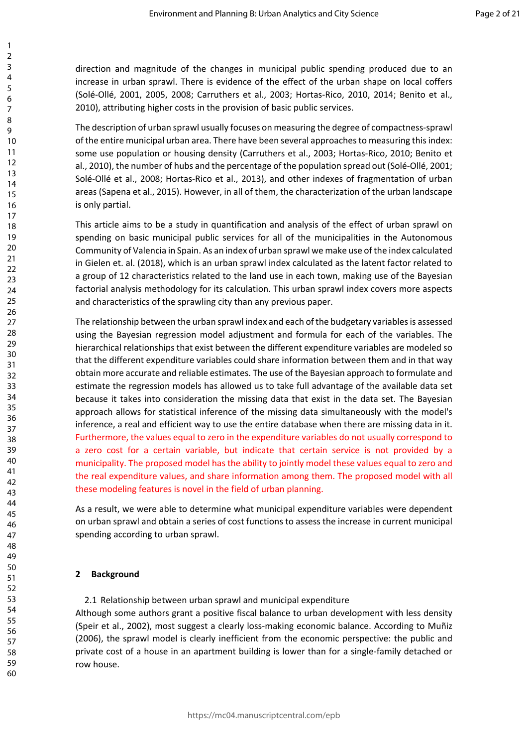direction and magnitude of the changes in municipal public spending produced due to an increase in urban sprawl. There is evidence of the effect of the urban shape on local coffers (Solé-Ollé, 2001, 2005, 2008; Carruthers et al., 2003; Hortas-Rico, 2010, 2014; Benito et al., 2010), attributing higher costs in the provision of basic public services.

The description of urban sprawl usually focuses on measuring the degree of compactness-sprawl of the entire municipal urban area. There have been several approaches to measuring this index: some use population or housing density (Carruthers et al., 2003; Hortas-Rico, 2010; Benito et al., 2010), the number of hubs and the percentage of the population spread out (Solé-Ollé, 2001; Solé-Ollé et al., 2008; Hortas-Rico et al., 2013), and other indexes of fragmentation of urban areas (Sapena et al., 2015). However, in all of them, the characterization of the urban landscape is only partial.

This article aims to be a study in quantification and analysis of the effect of urban sprawl on spending on basic municipal public services for all of the municipalities in the Autonomous Community of Valencia in Spain. As an index of urban sprawl we make use of the index calculated in Gielen et. al. (2018), which is an urban sprawl index calculated as the latent factor related to a group of 12 characteristics related to the land use in each town, making use of the Bayesian factorial analysis methodology for its calculation. This urban sprawl index covers more aspects and characteristics of the sprawling city than any previous paper.

The relationship between the urban sprawl index and each of the budgetary variables is assessed using the Bayesian regression model adjustment and formula for each of the variables. The hierarchical relationships that exist between the different expenditure variables are modeled so that the different expenditure variables could share information between them and in that way obtain more accurate and reliable estimates. The use of the Bayesian approach to formulate and estimate the regression models has allowed us to take full advantage of the available data set because it takes into consideration the missing data that exist in the data set. The Bayesian approach allows for statistical inference of the missing data simultaneously with the model's inference, a real and efficient way to use the entire database when there are missing data in it. Furthermore, the values equal to zero in the expenditure variables do not usually correspond to a zero cost for a certain variable, but indicate that certain service is not provided by a municipality. The proposed model has the ability to jointly model these values equal to zero and the real expenditure values, and share information among them. The proposed model with all these modeling features is novel in the field of urban planning.

As a result, we were able to determine what municipal expenditure variables were dependent on urban sprawl and obtain a series of cost functions to assess the increase in current municipal spending according to urban sprawl.

## 2 Background

### 2.1 Relationship between urban sprawl and municipal expenditure

Although some authors grant a positive fiscal balance to urban development with less density (Speir et al., 2002), most suggest a clearly loss-making economic balance. According to Muñiz (2006), the sprawl model is clearly inefficient from the economic perspective: the public and private cost of a house in an apartment building is lower than for a single-family detached or row house.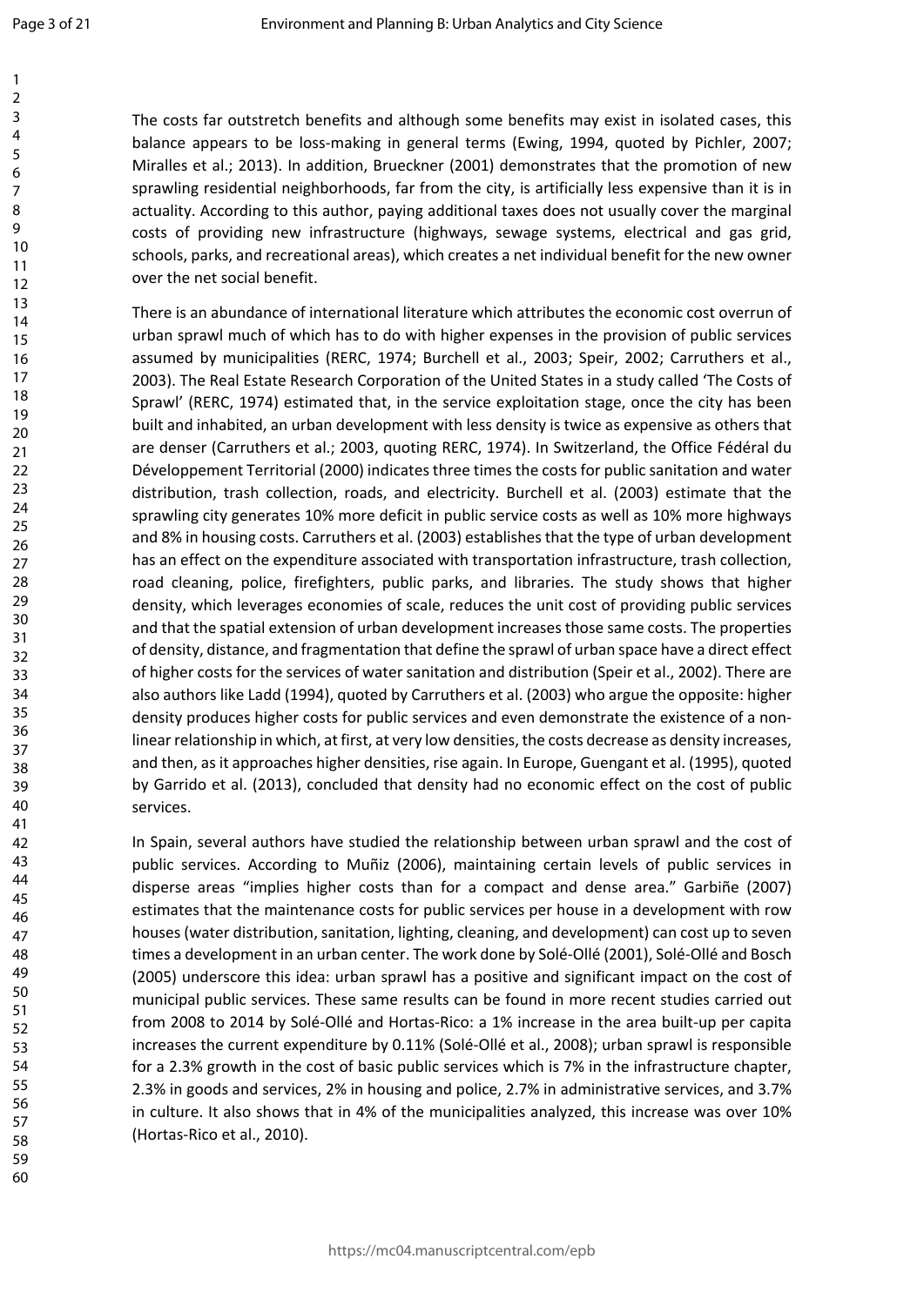The costs far outstretch benefits and although some benefits may exist in isolated cases, this balance appears to be loss-making in general terms (Ewing, 1994, quoted by Pichler, 2007; Miralles et al.; 2013). In addition, Brueckner (2001) demonstrates that the promotion of new sprawling residential neighborhoods, far from the city, is artificially less expensive than it is in actuality. According to this author, paying additional taxes does not usually cover the marginal costs of providing new infrastructure (highways, sewage systems, electrical and gas grid, schools, parks, and recreational areas), which creates a net individual benefit for the new owner over the net social benefit.

There is an abundance of international literature which attributes the economic cost overrun of urban sprawl much of which has to do with higher expenses in the provision of public services assumed by municipalities (RERC, 1974; Burchell et al., 2003; Speir, 2002; Carruthers et al., 2003). The Real Estate Research Corporation of the United States in a study called 'The Costs of Sprawl' (RERC, 1974) estimated that, in the service exploitation stage, once the city has been built and inhabited, an urban development with less density is twice as expensive as others that are denser (Carruthers et al.; 2003, quoting RERC, 1974). In Switzerland, the Office Fédéral du Développement Territorial (2000) indicates three times the costs for public sanitation and water distribution, trash collection, roads, and electricity. Burchell et al. (2003) estimate that the sprawling city generates 10% more deficit in public service costs as well as 10% more highways and 8% in housing costs. Carruthers et al. (2003) establishes that the type of urban development has an effect on the expenditure associated with transportation infrastructure, trash collection, road cleaning, police, firefighters, public parks, and libraries. The study shows that higher density, which leverages economies of scale, reduces the unit cost of providing public services and that the spatial extension of urban development increases those same costs. The properties of density, distance, and fragmentation that define the sprawl of urban space have a direct effect of higher costs for the services of water sanitation and distribution (Speir et al., 2002). There are also authors like Ladd (1994), quoted by Carruthers et al. (2003) who argue the opposite: higher density produces higher costs for public services and even demonstrate the existence of a non-linear relationship in which, at first, at very low densities, the costs decrease as density increases, and then, as it approaches higher densities, rise again. In Europe, Guengant et al. (1995), quoted by Garrido et al. (2013), concluded that density had no economic effect on the cost of public services.

In Spain, several authors have studied the relationship between urban sprawl and the cost of public services. According to Muñiz (2006), maintaining certain levels of public services in disperse areas "implies higher costs than for a compact and dense area." Garbiñe (2007) estimates that the maintenance costs for public services per house in a development with row houses (water distribution, sanitation, lighting, cleaning, and development) can cost up to seven times a development in an urban center. The work done by Solé-Ollé (2001), Solé-Ollé and Bosch (2005) underscore this idea: urban sprawl has a positive and significant impact on the cost of municipal public services. These same results can be found in more recent studies carried out from 2008 to 2014 by Solé-Ollé and Hortas-Rico: a 1% increase in the area built-up per capita increases the current expenditure by 0.11% (Solé-Ollé et al., 2008); urban sprawl is responsible for a 2.3% growth in the cost of basic public services which is 7% in the infrastructure chapter, 2.3% in goods and services, 2% in housing and police, 2.7% in administrative services, and 3.7% in culture. It also shows that in 4% of the municipalities analyzed, this increase was over 10% (Hortas-Rico et al., 2010).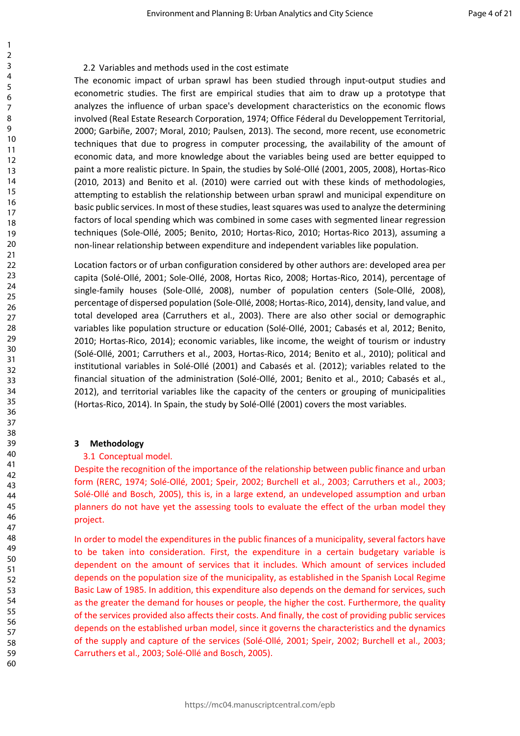### 2.2 Variables and methods used in the cost estimate

The economic impact of urban sprawl has been studied through input-output studies and econometric studies. The first are empirical studies that aim to draw up a prototype that analyzes the influence of urban space's development characteristics on the economic flows involved (Real Estate Research Corporation, 1974; Office Féderal du Developpement Territorial, 2000; Garbiñe, 2007; Moral, 2010; Paulsen, 2013). The second, more recent, use econometric techniques that due to progress in computer processing, the availability of the amount of economic data, and more knowledge about the variables being used are better equipped to paint a more realistic picture. In Spain, the studies by Solé-Ollé (2001, 2005, 2008), Hortas-Rico (2010, 2013) and Benito et al. (2010) were carried out with these kinds of methodologies, attempting to establish the relationship between urban sprawl and municipal expenditure on basic public services. In most of these studies, least squares was used to analyze the determining factors of local spending which was combined in some cases with segmented linear regression techniques (Sole-Ollé, 2005; Benito, 2010; Hortas-Rico, 2010; Hortas-Rico 2013), assuming a non-linear relationship between expenditure and independent variables like population.

Location factors or of urban configuration considered by other authors are: developed area per capita (Solé-Ollé, 2001; Sole-Ollé, 2008, Hortas Rico, 2008; Hortas-Rico, 2014), percentage of single-family houses (Sole-Ollé, 2008), number of population centers (Sole-Ollé, 2008), percentage of dispersed population (Sole-Ollé, 2008; Hortas-Rico, 2014), density, land value, and total developed area (Carruthers et al., 2003). There are also other social or demographic variables like population structure or education (Solé-Ollé, 2001; Cabasés et al, 2012; Benito, 2010; Hortas-Rico, 2014); economic variables, like income, the weight of tourism or industry (Solé-Ollé, 2001; Carruthers et al., 2003, Hortas-Rico, 2014; Benito et al., 2010); political and institutional variables in Solé-Ollé (2001) and Cabasés et al. (2012); variables related to the financial situation of the administration (Solé-Ollé, 2001; Benito et al., 2010; Cabasés et al., 2012), and territorial variables like the capacity of the centers or grouping of municipalities (Hortas-Rico, 2014). In Spain, the study by Solé-Ollé (2001) covers the most variables.

## 3 Methodology

### 3.1 Conceptual model.

Despite the recognition of the importance of the relationship between public finance and urban form (RERC, 1974; Solé-Ollé, 2001; Speir, 2002; Burchell et al., 2003; Carruthers et al., 2003; Solé-Ollé and Bosch, 2005), this is, in a large extend, an undeveloped assumption and urban planners do not have yet the assessing tools to evaluate the effect of the urban model they project.

In order to model the expenditures in the public finances of a municipality, several factors have to be taken into consideration. First, the expenditure in a certain budgetary variable is dependent on the amount of services that it includes. Which amount of services included depends on the population size of the municipality, as established in the Spanish Local Regime Basic Law of 1985. In addition, this expenditure also depends on the demand for services, such as the greater the demand for houses or people, the higher the cost. Furthermore, the quality of the services provided also affects their costs. And finally, the cost of providing public services depends on the established urban model, since it governs the characteristics and the dynamics of the supply and capture of the services (Solé-Ollé, 2001; Speir, 2002; Burchell et al., 2003; Carruthers et al., 2003; Solé-Ollé and Bosch, 2005).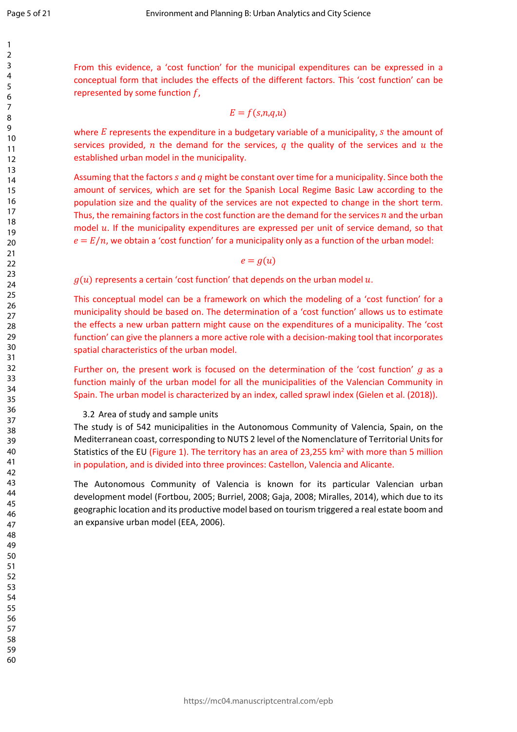From this evidence, a 'cost function' for the municipal expenditures can be expressed in a conceptual form that includes the effects of the different factors. This 'cost function' can be represented by some function $f$,

$$E = f(s,n,q,u)$$

where $E$ represents the expenditure in a budgetary variable of a municipality, $s$ the amount of services provided, $n$ the demand for the services, $q$ the quality of the services and $u$ the established urban model in the municipality.

Assuming that the factors $s$ and $q$ might be constant over time for a municipality. Since both the amount of services, which are set for the Spanish Local Regime Basic Law according to the population size and the quality of the services are not expected to change in the short term. Thus, the remaining factors in the cost function are the demand for the services $n$ and the urban model $u$. If the municipality expenditures are expressed per unit of service demand, so that $e = E/n$, we obtain a 'cost function' for a municipality only as a function of the urban model:

$$e = g(u)$$

$g(u)$ represents a certain 'cost function' that depends on the urban model $u$.

This conceptual model can be a framework on which the modeling of a 'cost function' for a municipality should be based on. The determination of a 'cost function' allows us to estimate the effects a new urban pattern might cause on the expenditures of a municipality. The 'cost function' can give the planners a more active role with a decision-making tool that incorporates spatial characteristics of the urban model.

Further on, the present work is focused on the determination of the 'cost function' $g$ as a function mainly of the urban model for all the municipalities of the Valencian Community in Spain. The urban model is characterized by an index, called sprawl index (Gielen et al. (2018)).

### 3.2 Area of study and sample units

The study is of 542 municipalities in the Autonomous Community of Valencia, Spain, on the Mediterranean coast, corresponding to NUTS 2 level of the Nomenclature of Territorial Units for Statistics of the EU (Figure 1). The territory has an area of 23,255 km$^2$ with more than 5 million in population, and is divided into three provinces: Castellon, Valencia and Alicante.

The Autonomous Community of Valencia is known for its particular Valencian urban development model (Fortbou, 2005; Burriel, 2008; Gaja, 2008; Miralles, 2014), which due to its geographic location and its productive model based on tourism triggered a real estate boom and an expansive urban model (EEA, 2006).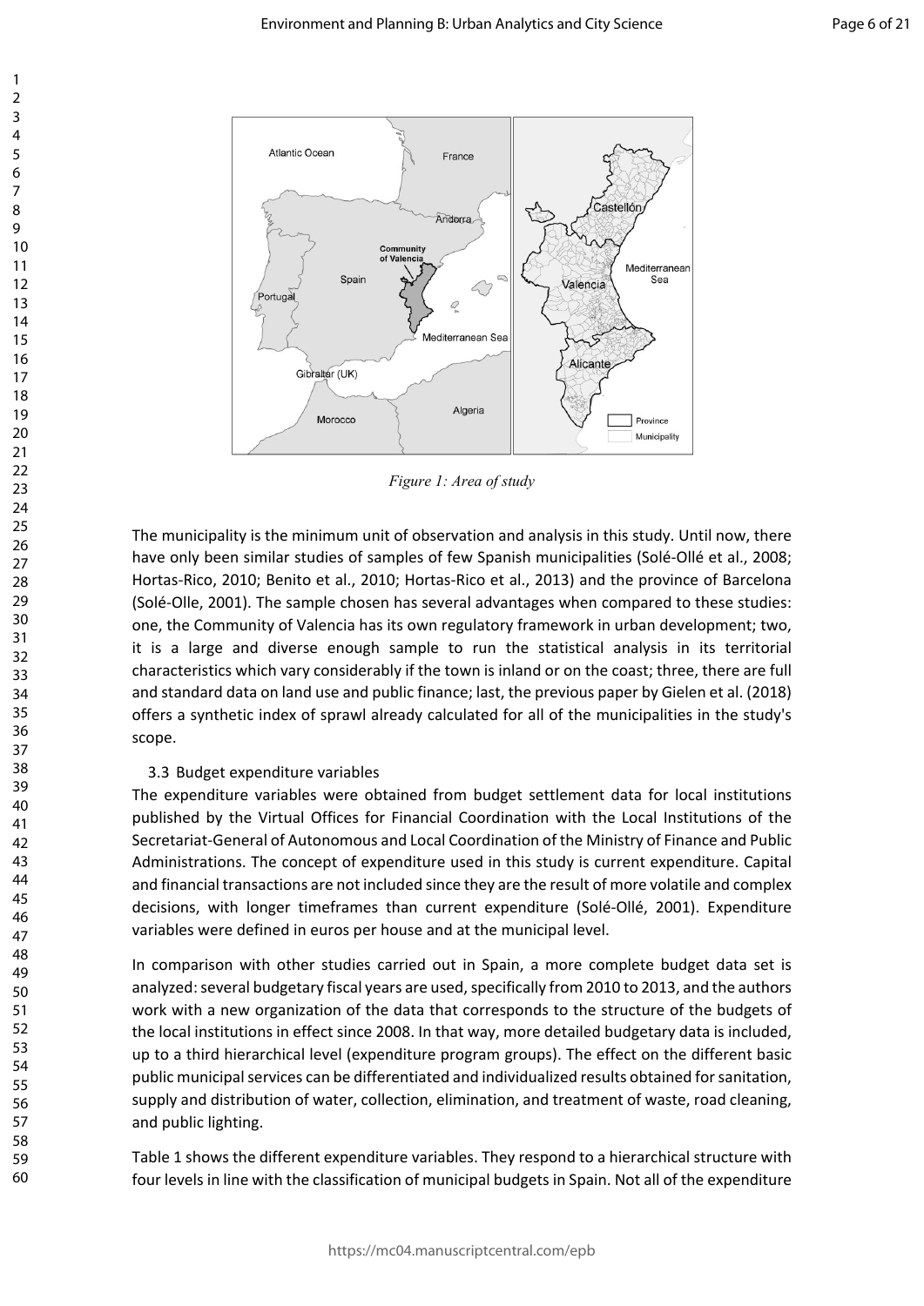*Figure 1: Area of study*

The municipality is the minimum unit of observation and analysis in this study. Until now, there have only been similar studies of samples of few Spanish municipalities (Solé-Ollé et al., 2008; Hortas-Rico, 2010; Benito et al., 2010; Hortas-Rico et al., 2013) and the province of Barcelona (Solé-Olle, 2001). The sample chosen has several advantages when compared to these studies: one, the Community of Valencia has its own regulatory framework in urban development; two, it is a large and diverse enough sample to run the statistical analysis in its territorial characteristics which vary considerably if the town is inland or on the coast; three, there are full and standard data on land use and public finance; last, the previous paper by Gielen et al. (2018) offers a synthetic index of sprawl already calculated for all of the municipalities in the study's scope.

### 3.3 Budget expenditure variables

The expenditure variables were obtained from budget settlement data for local institutions published by the Virtual Offices for Financial Coordination with the Local Institutions of the Secretariat-General of Autonomous and Local Coordination of the Ministry of Finance and Public Administrations. The concept of expenditure used in this study is current expenditure. Capital and financial transactions are not included since they are the result of more volatile and complex decisions, with longer timeframes than current expenditure (Solé-Ollé, 2001). Expenditure variables were defined in euros per house and at the municipal level.

In comparison with other studies carried out in Spain, a more complete budget data set is analyzed: several budgetary fiscal years are used, specifically from 2010 to 2013, and the authors work with a new organization of the data that corresponds to the structure of the budgets of the local institutions in effect since 2008. In that way, more detailed budgetary data is included, up to a third hierarchical level (expenditure program groups). The effect on the different basic public municipal services can be differentiated and individualized results obtained for sanitation, supply and distribution of water, collection, elimination, and treatment of waste, road cleaning, and public lighting.

Table 1 shows the different expenditure variables. They respond to a hierarchical structure with four levels in line with the classification of municipal budgets in Spain. Not all of the expenditure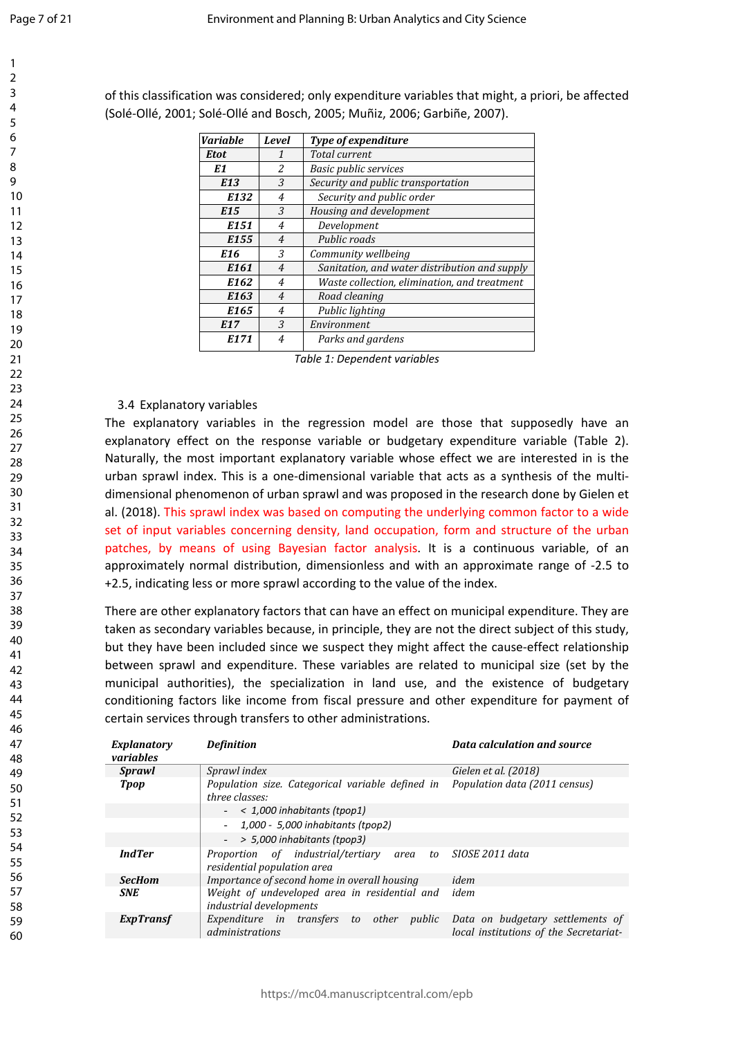of this classification was considered; only expenditure variables that might, a priori, be affected (Solé-Ollé, 2001; Solé-Ollé and Bosch, 2005; Muñiz, 2006; Garbiñe, 2007).

| *Variable* | *Level* | *Type of expenditure* |
|---|---|---|
| ***Etot*** | *1* | *Total current* |
| ***E1*** | *2* | *Basic public services* |
| ***E13*** | *3* | *Security and public transportation* |
| ***E132*** | *4* | *Security and public order* |
| ***E15*** | *3* | *Housing and development* |
| ***E151*** | *4* | *Development* |
| ***E155*** | *4* | *Public roads* |
| ***E16*** | *3* | *Community wellbeing* |
| ***E161*** | *4* | *Sanitation, and water distribution and supply* |
| ***E162*** | *4* | *Waste collection, elimination, and treatment* |
| ***E163*** | *4* | *Road cleaning* |
| ***E165*** | *4* | *Public lighting* |
| ***E17*** | *3* | *Environment* |
| ***E171*** | *4* | *Parks and gardens* |

*Table 1: Dependent variables*

### 3.4 Explanatory variables

The explanatory variables in the regression model are those that supposedly have an explanatory effect on the response variable or budgetary expenditure variable (Table 2). Naturally, the most important explanatory variable whose effect we are interested in is the urban sprawl index. This is a one-dimensional variable that acts as a synthesis of the multi-dimensional phenomenon of urban sprawl and was proposed in the research done by Gielen et al. (2018). This sprawl index was based on computing the underlying common factor to a wide set of input variables concerning density, land occupation, form and structure of the urban patches, by means of using Bayesian factor analysis. It is a continuous variable, of an approximately normal distribution, dimensionless and with an approximate range of -2.5 to +2.5, indicating less or more sprawl according to the value of the index.

There are other explanatory factors that can have an effect on municipal expenditure. They are taken as secondary variables because, in principle, they are not the direct subject of this study, but they have been included since we suspect they might affect the cause-effect relationship between sprawl and expenditure. These variables are related to municipal size (set by the municipal authorities), the specialization in land use, and the existence of budgetary conditioning factors like income from fiscal pressure and other expenditure for payment of certain services through transfers to other administrations.

| *Explanatory variables* | *Definition* | *Data calculation and source* |
|---|---|---|
| ***Sprawl*** | *Sprawl index* | *Gielen et al. (2018)* |
| ***Tpop*** | *Population size. Categorical variable defined in three classes:* | *Population data (2011 census)* |
| | - *< 1,000 inhabitants (tpop1)* | |
| | - *1,000 - 5,000 inhabitants (tpop2)* | |
| | - *> 5,000 inhabitants (tpop3)* | |
| ***IndTer*** | *Proportion of industrial/tertiary area to residential population area* | *SIOSE 2011 data* |
| ***SecHom*** | *Importance of second home in overall housing* | *idem* |
| ***SNE*** | *Weight of undeveloped area in residential and industrial developments* | *idem* |
| ***ExpTransf*** | *Expenditure in transfers to other public administrations* | *Data on budgetary settlements of local institutions of the Secretariat-* |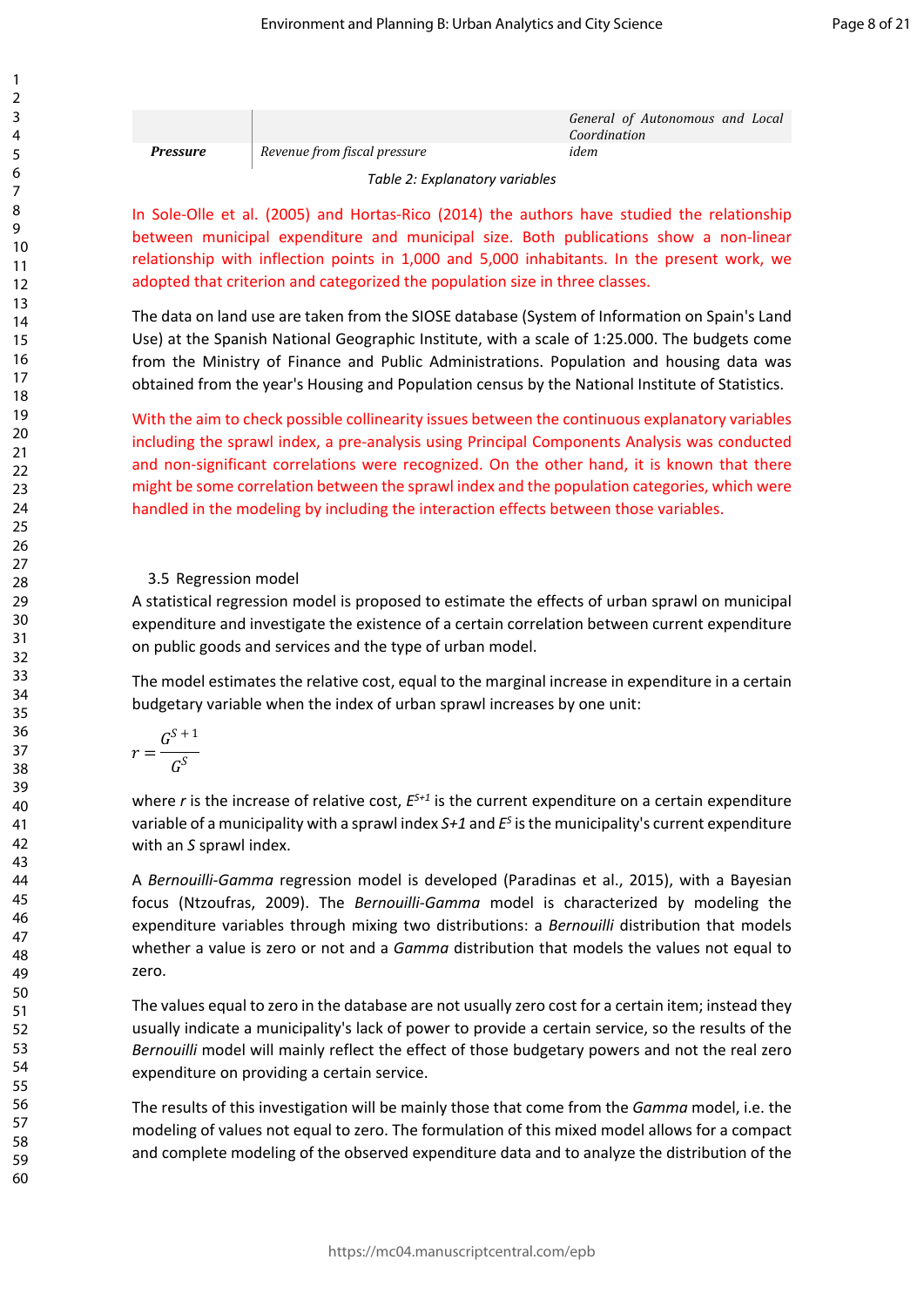|  |  | *General of Autonomous and Local Coordination* |
|---|---|---|
| ***Pressure*** | *Revenue from fiscal pressure* | *idem* |

*Table 2: Explanatory variables*

In Sole-Olle et al. (2005) and Hortas-Rico (2014) the authors have studied the relationship between municipal expenditure and municipal size. Both publications show a non-linear relationship with inflection points in 1,000 and 5,000 inhabitants. In the present work, we adopted that criterion and categorized the population size in three classes.

The data on land use are taken from the SIOSE database (System of Information on Spain's Land Use) at the Spanish National Geographic Institute, with a scale of 1:25.000. The budgets come from the Ministry of Finance and Public Administrations. Population and housing data was obtained from the year's Housing and Population census by the National Institute of Statistics.

With the aim to check possible collinearity issues between the continuous explanatory variables including the sprawl index, a pre-analysis using Principal Components Analysis was conducted and non-significant correlations were recognized. On the other hand, it is known that there might be some correlation between the sprawl index and the population categories, which were handled in the modeling by including the interaction effects between those variables.

### 3.5 Regression model

A statistical regression model is proposed to estimate the effects of urban sprawl on municipal expenditure and investigate the existence of a certain correlation between current expenditure on public goods and services and the type of urban model.

The model estimates the relative cost, equal to the marginal increase in expenditure in a certain budgetary variable when the index of urban sprawl increases by one unit:

$$r = \frac{G^{S+1}}{G^{S}}$$

where $r$ is the increase of relative cost, $E^{S+1}$ is the current expenditure on a certain expenditure variable of a municipality with a sprawl index $S+1$ and $E^{S}$ is the municipality's current expenditure with an $S$ sprawl index.

A *Bernouilli-Gamma* regression model is developed (Paradinas et al., 2015), with a Bayesian focus (Ntzoufras, 2009). The *Bernouilli-Gamma* model is characterized by modeling the expenditure variables through mixing two distributions: a *Bernouilli* distribution that models whether a value is zero or not and a *Gamma* distribution that models the values not equal to zero.

The values equal to zero in the database are not usually zero cost for a certain item; instead they usually indicate a municipality's lack of power to provide a certain service, so the results of the *Bernouilli* model will mainly reflect the effect of those budgetary powers and not the real zero expenditure on providing a certain service.

The results of this investigation will be mainly those that come from the *Gamma* model, i.e. the modeling of values not equal to zero. The formulation of this mixed model allows for a compact and complete modeling of the observed expenditure data and to analyze the distribution of the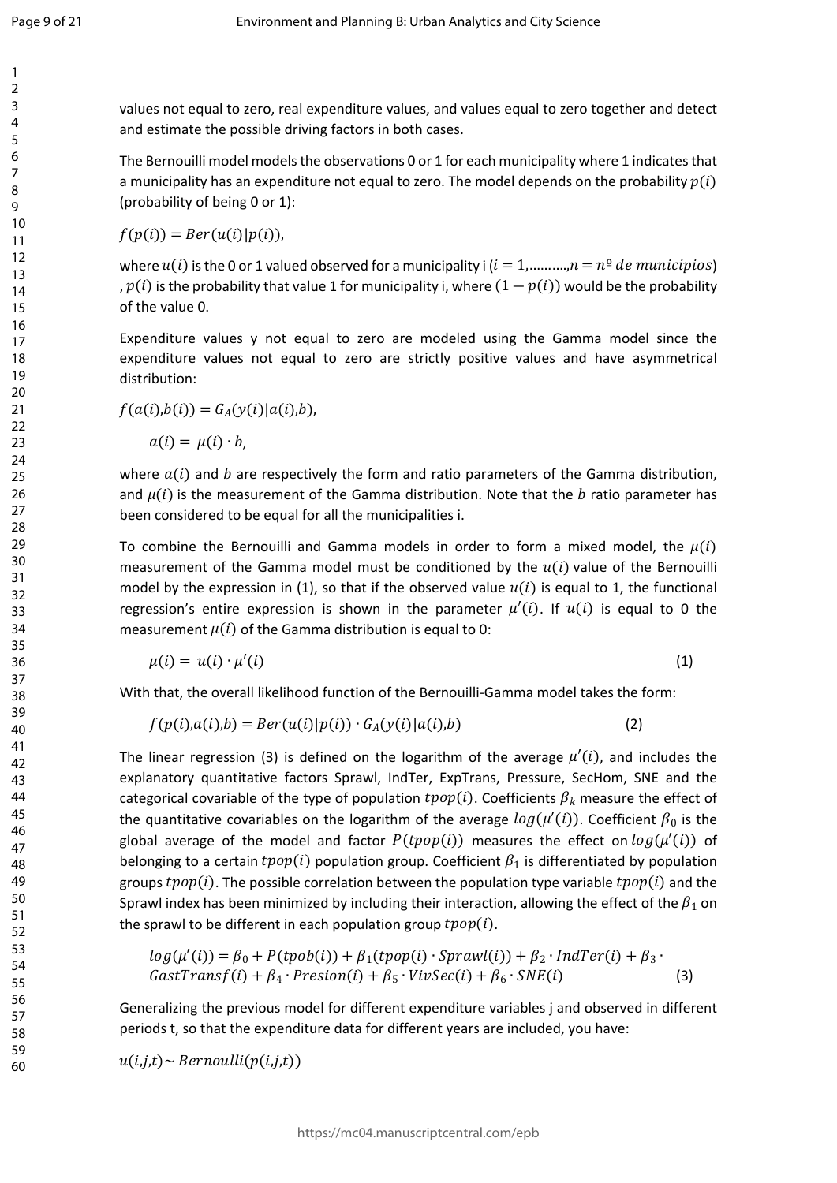values not equal to zero, real expenditure values, and values equal to zero together and detect and estimate the possible driving factors in both cases.

The Bernouilli model models the observations 0 or 1 for each municipality where 1 indicates that a municipality has an expenditure not equal to zero. The model depends on the probability $p(i)$ (probability of being 0 or 1):

$f(p(i)) = Ber(u(i)|p(i))$,

where $u(i)$ is the 0 or 1 valued observed for a municipality i ($i = 1,.........,n = n^{o}\ de\ municipios$) , $p(i)$ is the probability that value 1 for municipality i, where $(1 - p(i))$ would be the probability of the value 0.

Expenditure values y not equal to zero are modeled using the Gamma model since the expenditure values not equal to zero are strictly positive values and have asymmetrical distribution:

$f(a(i),b(i)) = G_A(y(i)|a(i),b)$,

$$a(i) = \mu(i) \cdot b,$$

where $a(i)$ and $b$ are respectively the form and ratio parameters of the Gamma distribution, and $\mu(i)$ is the measurement of the Gamma distribution. Note that the $b$ ratio parameter has been considered to be equal for all the municipalities i.

To combine the Bernouilli and Gamma models in order to form a mixed model, the $\mu(i)$ measurement of the Gamma model must be conditioned by the $u(i)$ value of the Bernouilli model by the expression in (1), so that if the observed value $u(i)$ is equal to 1, the functional regression's entire expression is shown in the parameter $\mu'(i)$. If $u(i)$ is equal to 0 the measurement $\mu(i)$ of the Gamma distribution is equal to 0:

$$\mu(i) = u(i) \cdot \mu'(i) \qquad (1)$$

With that, the overall likelihood function of the Bernouilli-Gamma model takes the form:

$$f(p(i),a(i),b) = Ber(u(i)|p(i)) \cdot G_A(y(i)|a(i),b) \qquad (2)$$

The linear regression (3) is defined on the logarithm of the average $\mu'(i)$, and includes the explanatory quantitative factors Sprawl, IndTer, ExpTrans, Pressure, SecHom, SNE and the categorical covariable of the type of population $tpop(i)$. Coefficients $\beta_k$ measure the effect of the quantitative covariables on the logarithm of the average $log(\mu'(i))$. Coefficient $\beta_0$ is the global average of the model and factor $P(tpop(i))$ measures the effect on $log(\mu'(i))$ of belonging to a certain $tpop(i)$ population group. Coefficient $\beta_1$ is differentiated by population groups $tpop(i)$. The possible correlation between the population type variable $tpop(i)$ and the Sprawl index has been minimized by including their interaction, allowing the effect of the $\beta_1$ on the sprawl to be different in each population group $tpop(i)$.

$$log(\mu'(i)) = \beta_0 + P(tpob(i)) + \beta_1(tpop(i) \cdot Sprawl(i)) + \beta_2 \cdot IndTer(i) + \beta_3 \cdot GastTransf(i) + \beta_4 \cdot Presion(i) + \beta_5 \cdot VivSec(i) + \beta_6 \cdot SNE(i) \qquad (3)$$

Generalizing the previous model for different expenditure variables j and observed in different periods t, so that the expenditure data for different years are included, you have:

$u(i,j,t) \sim Bernoulli(p(i,j,t))$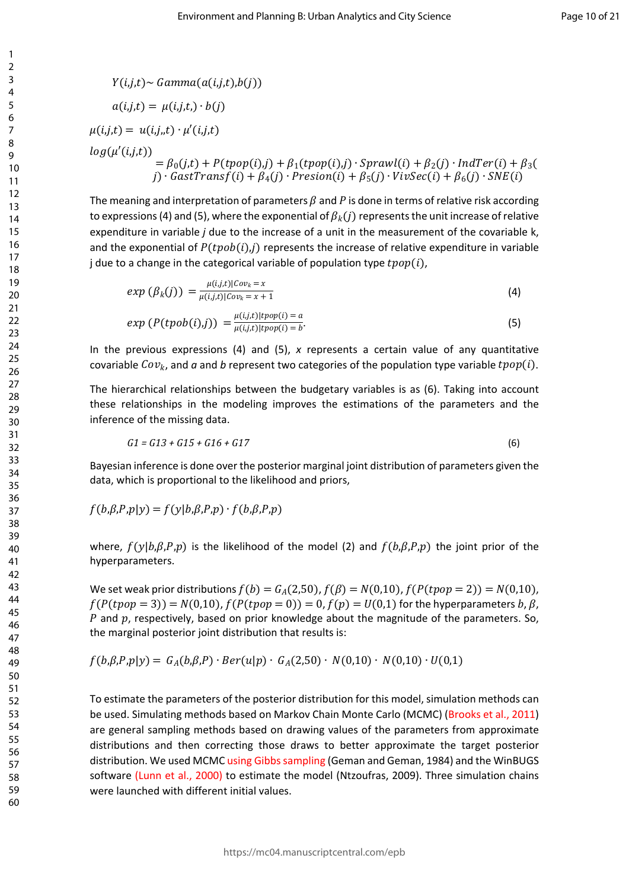$$Y(i,j,t) \sim Gamma(a(i,j,t), b(j))$$

$$a(i,j,t) = \mu(i,j,t,) \cdot b(j)$$

$$\mu(i,j,t) = u(i,j,,t) \cdot \mu'(i,j,t)$$

$$log(\mu'(i,j,t)) = \beta_0(j,t) + P(tpop(i),j) + \beta_1(tpop(i),j) \cdot Sprawl(i) + \beta_2(j) \cdot IndTer(i) + \beta_3(j) \cdot GastTransf(i) + \beta_4(j) \cdot Presion(i) + \beta_5(j) \cdot VivSec(i) + \beta_6(j) \cdot SNE(i)$$

The meaning and interpretation of parameters $\beta$ and $P$ is done in terms of relative risk according to expressions (4) and (5), where the exponential of $\beta_k(j)$ represents the unit increase of relative expenditure in variable *j* due to the increase of a unit in the measurement of the covariable k, and the exponential of $P(tpob(i),j)$ represents the increase of relative expenditure in variable j due to a change in the categorical variable of population type $tpop(i)$,

$$exp\ (\beta_k(j)) = \frac{\mu(i,j,t)|Cov_k = x}{\mu(i,j,t)|Cov_k = x+1} \quad (4)$$

$$exp\ (P(tpob(i),j)) = \frac{\mu(i,j,t)|tpop(i) = a}{\mu(i,j,t)|tpop(i) = b}. \quad (5)$$

In the previous expressions (4) and (5), *x* represents a certain value of any quantitative covariable $Cov_k$, and *a* and *b* represent two categories of the population type variable $tpop(i)$.

The hierarchical relationships between the budgetary variables is as (6). Taking into account these relationships in the modeling improves the estimations of the parameters and the inference of the missing data.

$$G1 = G13 + G15 + G16 + G17 \quad (6)$$

Bayesian inference is done over the posterior marginal joint distribution of parameters given the data, which is proportional to the likelihood and priors,

$$f(b,\beta,P,p|y) = f(y|b,\beta,P,p) \cdot f(b,\beta,P,p)$$

where, $f(y|b,\beta,P,p)$ is the likelihood of the model (2) and $f(b,\beta,P,p)$ the joint prior of the hyperparameters.

We set weak prior distributions $f(b) = G_A(2,50)$, $f(\beta) = N(0,10)$, $f(P(tpop = 2)) = N(0,10)$, $f(P(tpop = 3)) = N(0,10)$, $f(P(tpop = 0)) = 0$, $f(p) = U(0,1)$ for the hyperparameters $b$, $\beta$, $P$ and $p$, respectively, based on prior knowledge about the magnitude of the parameters. So, the marginal posterior joint distribution that results is:

$$f(b,\beta,P,p|y) = G_A(b,\beta,P) \cdot Ber(u|p) \cdot G_A(2,50) \cdot N(0,10) \cdot N(0,10) \cdot U(0,1)$$

To estimate the parameters of the posterior distribution for this model, simulation methods can be used. Simulating methods based on Markov Chain Monte Carlo (MCMC) (Brooks et al., 2011) are general sampling methods based on drawing values of the parameters from approximate distributions and then correcting those draws to better approximate the target posterior distribution. We used MCMC using Gibbs sampling (Geman and Geman, 1984) and the WinBUGS software (Lunn et al., 2000) to estimate the model (Ntzoufras, 2009). Three simulation chains were launched with different initial values.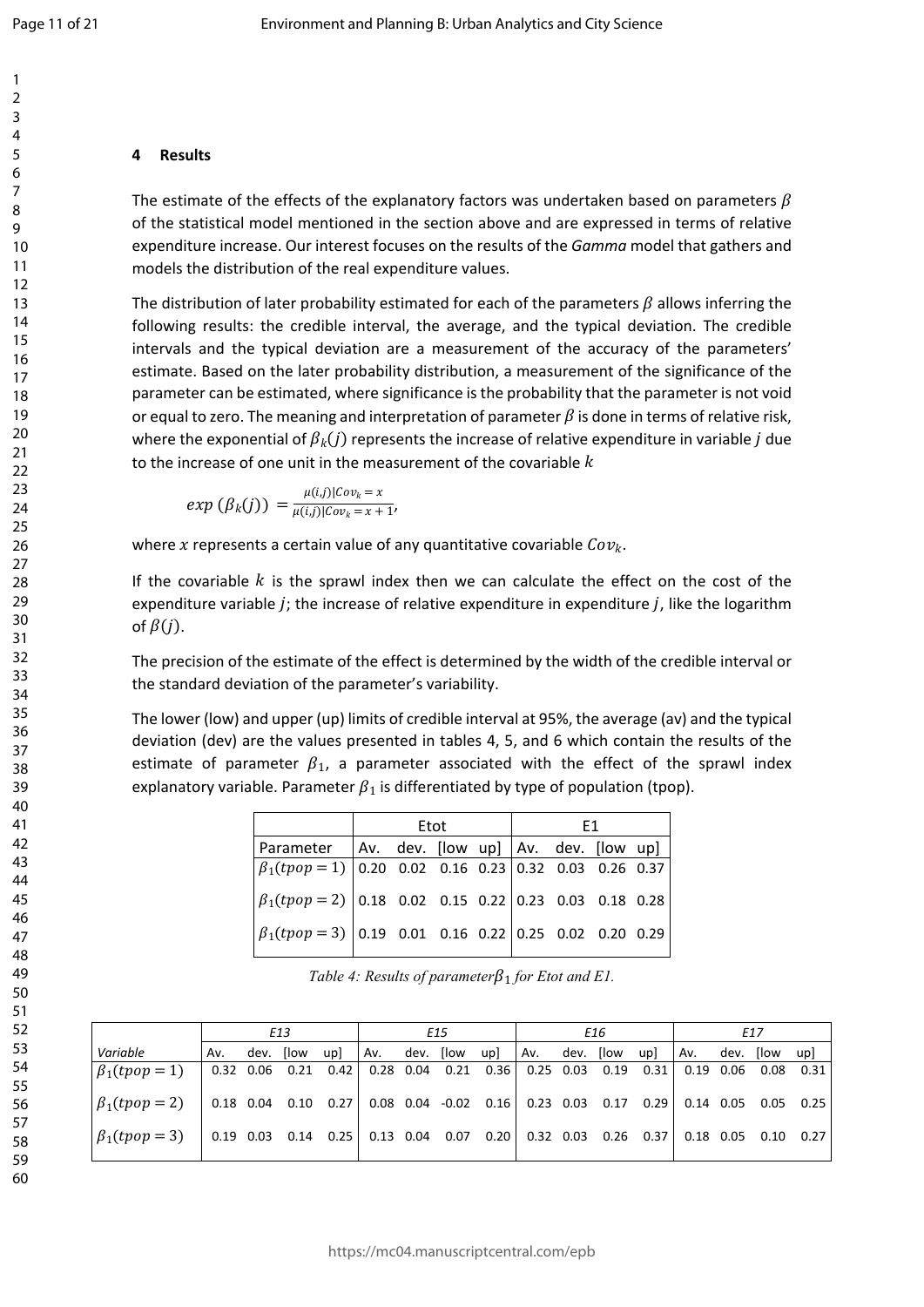## 4 Results

The estimate of the effects of the explanatory factors was undertaken based on parameters $\beta$ of the statistical model mentioned in the section above and are expressed in terms of relative expenditure increase. Our interest focuses on the results of the *Gamma* model that gathers and models the distribution of the real expenditure values.

The distribution of later probability estimated for each of the parameters $\beta$ allows inferring the following results: the credible interval, the average, and the typical deviation. The credible intervals and the typical deviation are a measurement of the accuracy of the parameters' estimate. Based on the later probability distribution, a measurement of the significance of the parameter can be estimated, where significance is the probability that the parameter is not void or equal to zero. The meaning and interpretation of parameter $\beta$ is done in terms of relative risk, where the exponential of $\beta_k(j)$ represents the increase of relative expenditure in variable $j$ due to the increase of one unit in the measurement of the covariable $k$

$$exp\ (\beta_k(j)) = \frac{\mu(i,j)|Cov_k = x}{\mu(i,j)|Cov_k = x+1},$$

where $x$ represents a certain value of any quantitative covariable $Cov_k$.

If the covariable $k$ is the sprawl index then we can calculate the effect on the cost of the expenditure variable $j$; the increase of relative expenditure in expenditure $j$, like the logarithm of $\beta(j)$.

The precision of the estimate of the effect is determined by the width of the credible interval or the standard deviation of the parameter's variability.

The lower (low) and upper (up) limits of credible interval at 95%, the average (av) and the typical deviation (dev) are the values presented in tables 4, 5, and 6 which contain the results of the estimate of parameter $\beta_1$, a parameter associated with the effect of the sprawl index explanatory variable. Parameter $\beta_1$ is differentiated by type of population (tpop).

| | Etot | | | | E1 | | | |
|---|---|---|---|---|---|---|---|---|
| Parameter | Av. | dev. | [low | up] | Av. | dev. | [low | up] |
| $\beta_1(tpop=1)$ | 0.20 | 0.02 | 0.16 | 0.23 | 0.32 | 0.03 | 0.26 | 0.37 |
| $\beta_1(tpop=2)$ | 0.18 | 0.02 | 0.15 | 0.22 | 0.23 | 0.03 | 0.18 | 0.28 |
| $\beta_1(tpop=3)$ | 0.19 | 0.01 | 0.16 | 0.22 | 0.25 | 0.02 | 0.20 | 0.29 |

*Table 4: Results of parameter$\beta_1$ for Etot and E1.*

| | *E13* | | | | *E15* | | | | *E16* | | | | *E17* | | | |
|---|---|---|---|---|---|---|---|---|---|---|---|---|---|---|---|---|
| *Variable* | Av. | dev. | [low | up] | Av. | dev. | [low | up] | Av. | dev. | [low | up] | Av. | dev. | [low | up] |
| $\beta_1(tpop=1)$ | 0.32 | 0.06 | 0.21 | 0.42 | 0.28 | 0.04 | 0.21 | 0.36 | 0.25 | 0.03 | 0.19 | 0.31 | 0.19 | 0.06 | 0.08 | 0.31 |
| $\beta_1(tpop=2)$ | 0.18 | 0.04 | 0.10 | 0.27 | 0.08 | 0.04 | -0.02 | 0.16 | 0.23 | 0.03 | 0.17 | 0.29 | 0.14 | 0.05 | 0.05 | 0.25 |
| $\beta_1(tpop=3)$ | 0.19 | 0.03 | 0.14 | 0.25 | 0.13 | 0.04 | 0.07 | 0.20 | 0.32 | 0.03 | 0.26 | 0.37 | 0.18 | 0.05 | 0.10 | 0.27 |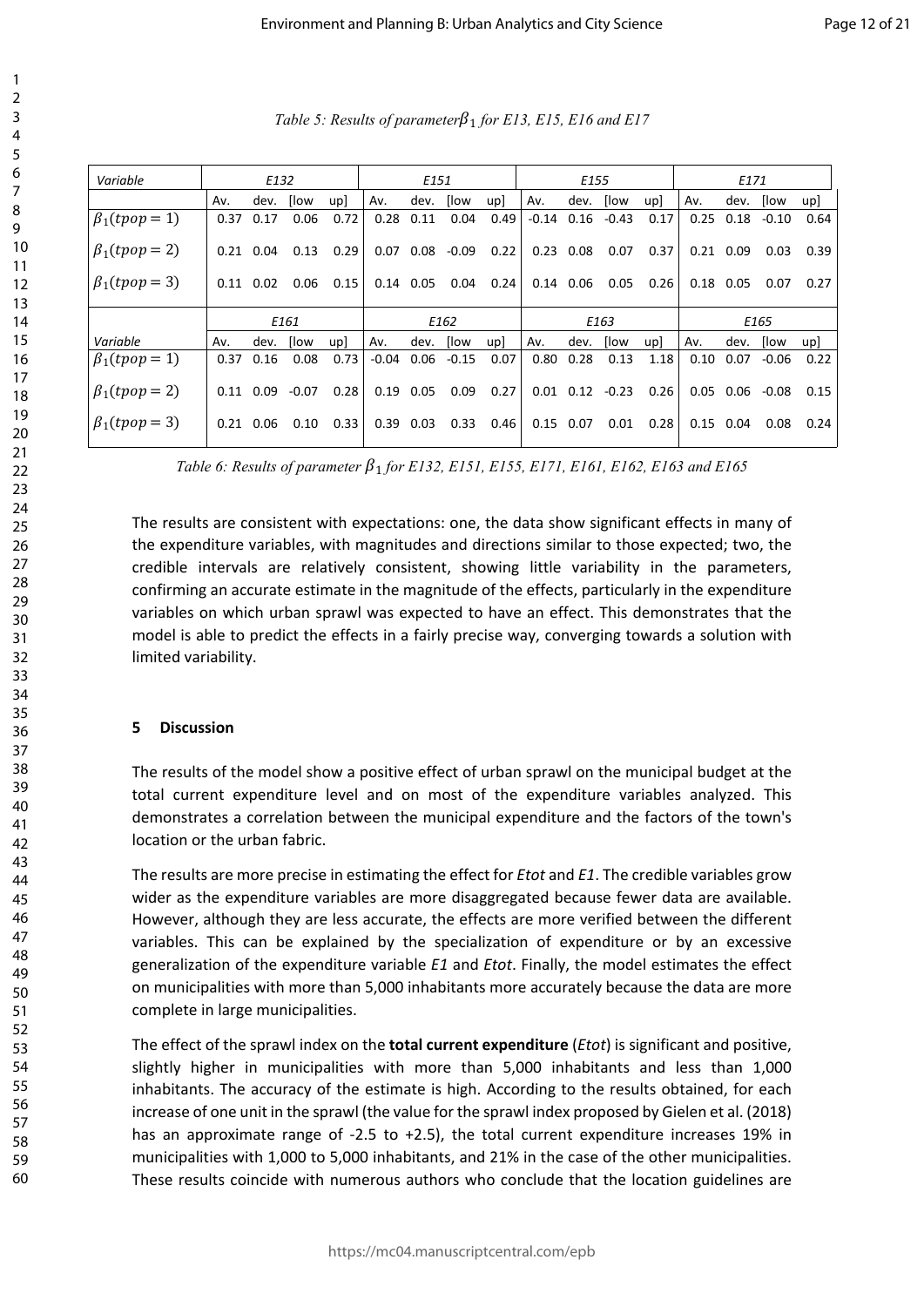*Table 5: Results of parameter $\beta_1$ for E13, E15, E16 and E17*

| *Variable* | *E132* | | | | *E151* | | | | *E155* | | | | *E171* | | | |
|---|---|---|---|---|---|---|---|---|---|---|---|---|---|---|---|---|
| | Av. | dev. | [low | up] | Av. | dev. | [low | up] | Av. | dev. | [low | up] | Av. | dev. | [low | up] |
| $\beta_1(tpop = 1)$ | 0.37 | 0.17 | 0.06 | 0.72 | 0.28 | 0.11 | 0.04 | 0.49 | -0.14 | 0.16 | -0.43 | 0.17 | 0.25 | 0.18 | -0.10 | 0.64 |
| $\beta_1(tpop = 2)$ | 0.21 | 0.04 | 0.13 | 0.29 | 0.07 | 0.08 | -0.09 | 0.22 | 0.23 | 0.08 | 0.07 | 0.37 | 0.21 | 0.09 | 0.03 | 0.39 |
| $\beta_1(tpop = 3)$ | 0.11 | 0.02 | 0.06 | 0.15 | 0.14 | 0.05 | 0.04 | 0.24 | 0.14 | 0.06 | 0.05 | 0.26 | 0.18 | 0.05 | 0.07 | 0.27 |
| | *E161* | | | | *E162* | | | | *E163* | | | | *E165* | | | |
| *Variable* | Av. | dev. | [low | up] | Av. | dev. | [low | up] | Av. | dev. | [low | up] | Av. | dev. | [low | up] |
| $\beta_1(tpop = 1)$ | 0.37 | 0.16 | 0.08 | 0.73 | -0.04 | 0.06 | -0.15 | 0.07 | 0.80 | 0.28 | 0.13 | 1.18 | 0.10 | 0.07 | -0.06 | 0.22 |
| $\beta_1(tpop = 2)$ | 0.11 | 0.09 | -0.07 | 0.28 | 0.19 | 0.05 | 0.09 | 0.27 | 0.01 | 0.12 | -0.23 | 0.26 | 0.05 | 0.06 | -0.08 | 0.15 |
| $\beta_1(tpop = 3)$ | 0.21 | 0.06 | 0.10 | 0.33 | 0.39 | 0.03 | 0.33 | 0.46 | 0.15 | 0.07 | 0.01 | 0.28 | 0.15 | 0.04 | 0.08 | 0.24 |

*Table 6: Results of parameter $\beta_1$ for E132, E151, E155, E171, E161, E162, E163 and E165*

The results are consistent with expectations: one, the data show significant effects in many of the expenditure variables, with magnitudes and directions similar to those expected; two, the credible intervals are relatively consistent, showing little variability in the parameters, confirming an accurate estimate in the magnitude of the effects, particularly in the expenditure variables on which urban sprawl was expected to have an effect. This demonstrates that the model is able to predict the effects in a fairly precise way, converging towards a solution with limited variability.

## 5 Discussion

The results of the model show a positive effect of urban sprawl on the municipal budget at the total current expenditure level and on most of the expenditure variables analyzed. This demonstrates a correlation between the municipal expenditure and the factors of the town's location or the urban fabric.

The results are more precise in estimating the effect for *Etot* and *E1*. The credible variables grow wider as the expenditure variables are more disaggregated because fewer data are available. However, although they are less accurate, the effects are more verified between the different variables. This can be explained by the specialization of expenditure or by an excessive generalization of the expenditure variable *E1* and *Etot*. Finally, the model estimates the effect on municipalities with more than 5,000 inhabitants more accurately because the data are more complete in large municipalities.

The effect of the sprawl index on the **total current expenditure** (*Etot*) is significant and positive, slightly higher in municipalities with more than 5,000 inhabitants and less than 1,000 inhabitants. The accuracy of the estimate is high. According to the results obtained, for each increase of one unit in the sprawl (the value for the sprawl index proposed by Gielen et al. (2018) has an approximate range of -2.5 to +2.5), the total current expenditure increases 19% in municipalities with 1,000 to 5,000 inhabitants, and 21% in the case of the other municipalities. These results coincide with numerous authors who conclude that the location guidelines are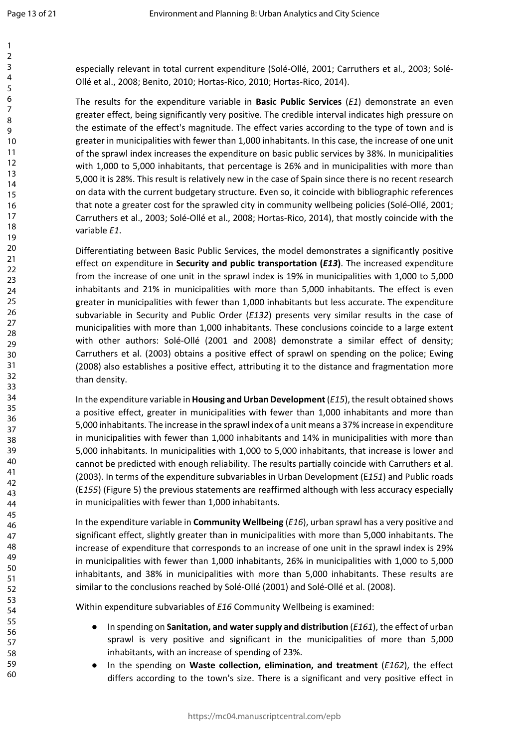especially relevant in total current expenditure (Solé-Ollé, 2001; Carruthers et al., 2003; Solé-Ollé et al., 2008; Benito, 2010; Hortas-Rico, 2010; Hortas-Rico, 2014).

The results for the expenditure variable in **Basic Public Services** (*E1*) demonstrate an even greater effect, being significantly very positive. The credible interval indicates high pressure on the estimate of the effect's magnitude. The effect varies according to the type of town and is greater in municipalities with fewer than 1,000 inhabitants. In this case, the increase of one unit of the sprawl index increases the expenditure on basic public services by 38%. In municipalities with 1,000 to 5,000 inhabitants, that percentage is 26% and in municipalities with more than 5,000 it is 28%. This result is relatively new in the case of Spain since there is no recent research on data with the current budgetary structure. Even so, it coincide with bibliographic references that note a greater cost for the sprawled city in community wellbeing policies (Solé-Ollé, 2001; Carruthers et al., 2003; Solé-Ollé et al., 2008; Hortas-Rico, 2014), that mostly coincide with the variable *E1*.

Differentiating between Basic Public Services, the model demonstrates a significantly positive effect on expenditure in **Security and public transportation (*E13*)**. The increased expenditure from the increase of one unit in the sprawl index is 19% in municipalities with 1,000 to 5,000 inhabitants and 21% in municipalities with more than 5,000 inhabitants. The effect is even greater in municipalities with fewer than 1,000 inhabitants but less accurate. The expenditure subvariable in Security and Public Order (*E132*) presents very similar results in the case of municipalities with more than 1,000 inhabitants. These conclusions coincide to a large extent with other authors: Solé-Ollé (2001 and 2008) demonstrate a similar effect of density; Carruthers et al. (2003) obtains a positive effect of sprawl on spending on the police; Ewing (2008) also establishes a positive effect, attributing it to the distance and fragmentation more than density.

In the expenditure variable in **Housing and Urban Development** (*E15*), the result obtained shows a positive effect, greater in municipalities with fewer than 1,000 inhabitants and more than 5,000 inhabitants. The increase in the sprawl index of a unit means a 37% increase in expenditure in municipalities with fewer than 1,000 inhabitants and 14% in municipalities with more than 5,000 inhabitants. In municipalities with 1,000 to 5,000 inhabitants, that increase is lower and cannot be predicted with enough reliability. The results partially coincide with Carruthers et al. (2003). In terms of the expenditure subvariables in Urban Development (E*151*) and Public roads (E*155*) (Figure 5) the previous statements are reaffirmed although with less accuracy especially in municipalities with fewer than 1,000 inhabitants.

In the expenditure variable in **Community Wellbeing** (*E16*), urban sprawl has a very positive and significant effect, slightly greater than in municipalities with more than 5,000 inhabitants. The increase of expenditure that corresponds to an increase of one unit in the sprawl index is 29% in municipalities with fewer than 1,000 inhabitants, 26% in municipalities with 1,000 to 5,000 inhabitants, and 38% in municipalities with more than 5,000 inhabitants. These results are similar to the conclusions reached by Solé-Ollé (2001) and Solé-Ollé et al. (2008).

Within expenditure subvariables of *E16* Community Wellbeing is examined:

- In spending on **Sanitation, and water supply and distribution** (*E161*), the effect of urban sprawl is very positive and significant in the municipalities of more than 5,000 inhabitants, with an increase of spending of 23%.
- In the spending on **Waste collection, elimination, and treatment** (*E162*), the effect differs according to the town's size. There is a significant and very positive effect in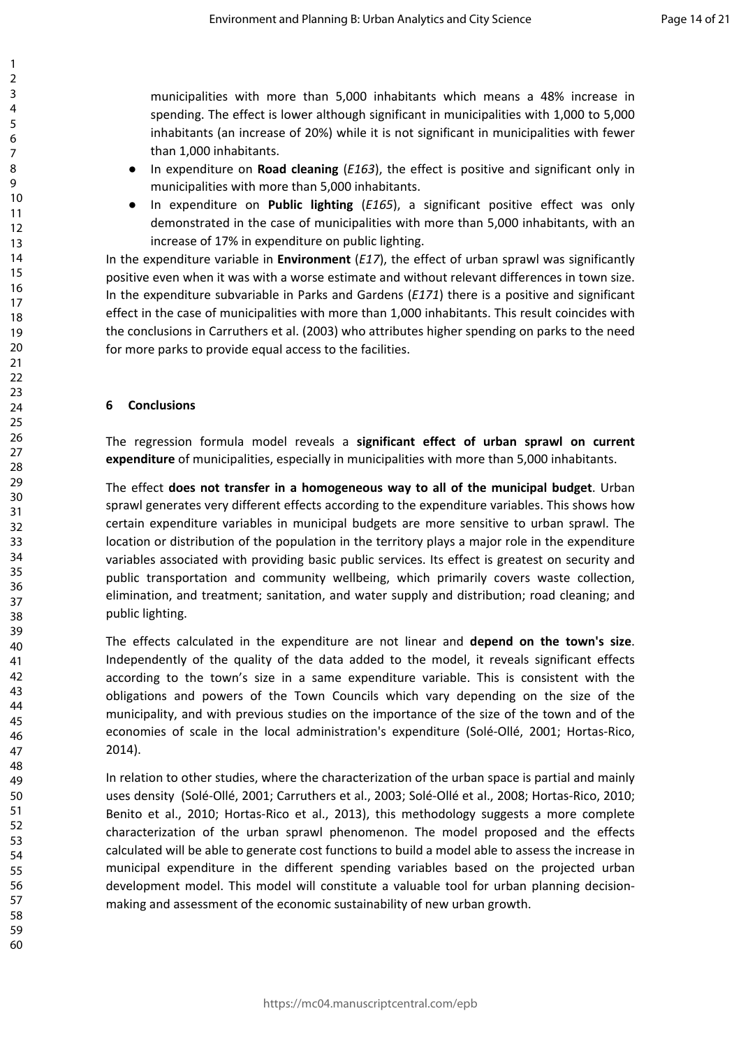municipalities with more than 5,000 inhabitants which means a 48% increase in spending. The effect is lower although significant in municipalities with 1,000 to 5,000 inhabitants (an increase of 20%) while it is not significant in municipalities with fewer than 1,000 inhabitants.

- In expenditure on **Road cleaning** (*E163*), the effect is positive and significant only in municipalities with more than 5,000 inhabitants.
- In expenditure on **Public lighting** (*E165*), a significant positive effect was only demonstrated in the case of municipalities with more than 5,000 inhabitants, with an increase of 17% in expenditure on public lighting.

In the expenditure variable in **Environment** (*E17*), the effect of urban sprawl was significantly positive even when it was with a worse estimate and without relevant differences in town size. In the expenditure subvariable in Parks and Gardens (*E171*) there is a positive and significant effect in the case of municipalities with more than 1,000 inhabitants. This result coincides with the conclusions in Carruthers et al. (2003) who attributes higher spending on parks to the need for more parks to provide equal access to the facilities.

## 6 Conclusions

The regression formula model reveals a **significant effect of urban sprawl on current expenditure** of municipalities, especially in municipalities with more than 5,000 inhabitants.

The effect **does not transfer in a homogeneous way to all of the municipal budget**. Urban sprawl generates very different effects according to the expenditure variables. This shows how certain expenditure variables in municipal budgets are more sensitive to urban sprawl. The location or distribution of the population in the territory plays a major role in the expenditure variables associated with providing basic public services. Its effect is greatest on security and public transportation and community wellbeing, which primarily covers waste collection, elimination, and treatment; sanitation, and water supply and distribution; road cleaning; and public lighting.

The effects calculated in the expenditure are not linear and **depend on the town's size**. Independently of the quality of the data added to the model, it reveals significant effects according to the town's size in a same expenditure variable. This is consistent with the obligations and powers of the Town Councils which vary depending on the size of the municipality, and with previous studies on the importance of the size of the town and of the economies of scale in the local administration's expenditure (Solé-Ollé, 2001; Hortas-Rico, 2014).

In relation to other studies, where the characterization of the urban space is partial and mainly uses density (Solé-Ollé, 2001; Carruthers et al., 2003; Solé-Ollé et al., 2008; Hortas-Rico, 2010; Benito et al., 2010; Hortas-Rico et al., 2013), this methodology suggests a more complete characterization of the urban sprawl phenomenon. The model proposed and the effects calculated will be able to generate cost functions to build a model able to assess the increase in municipal expenditure in the different spending variables based on the projected urban development model. This model will constitute a valuable tool for urban planning decision-making and assessment of the economic sustainability of new urban growth.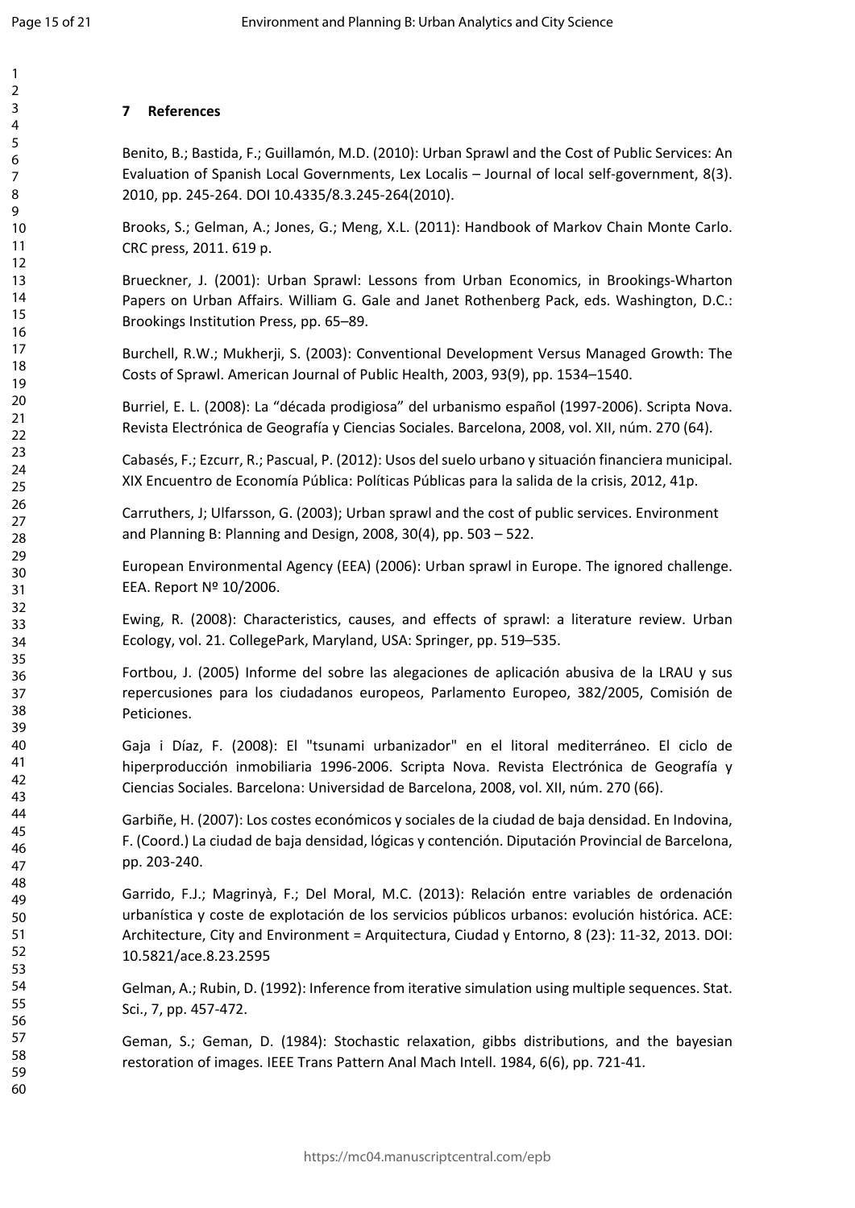## 7 References

Benito, B.; Bastida, F.; Guillamón, M.D. (2010): Urban Sprawl and the Cost of Public Services: An Evaluation of Spanish Local Governments, Lex Localis – Journal of local self-government, 8(3). 2010, pp. 245-264. DOI 10.4335/8.3.245-264(2010).

Brooks, S.; Gelman, A.; Jones, G.; Meng, X.L. (2011): Handbook of Markov Chain Monte Carlo. CRC press, 2011. 619 p.

Brueckner, J. (2001): Urban Sprawl: Lessons from Urban Economics, in Brookings-Wharton Papers on Urban Affairs. William G. Gale and Janet Rothenberg Pack, eds. Washington, D.C.: Brookings Institution Press, pp. 65–89.

Burchell, R.W.; Mukherji, S. (2003): Conventional Development Versus Managed Growth: The Costs of Sprawl. American Journal of Public Health, 2003, 93(9), pp. 1534–1540.

Burriel, E. L. (2008): La "década prodigiosa" del urbanismo español (1997-2006). Scripta Nova. Revista Electrónica de Geografía y Ciencias Sociales. Barcelona, 2008, vol. XII, núm. 270 (64).

Cabasés, F.; Ezcurr, R.; Pascual, P. (2012): Usos del suelo urbano y situación financiera municipal. XIX Encuentro de Economía Pública: Políticas Públicas para la salida de la crisis, 2012, 41p.

Carruthers, J; Ulfarsson, G. (2003); Urban sprawl and the cost of public services. Environment and Planning B: Planning and Design, 2008, 30(4), pp. 503 – 522.

European Environmental Agency (EEA) (2006): Urban sprawl in Europe. The ignored challenge. EEA. Report Nº 10/2006.

Ewing, R. (2008): Characteristics, causes, and effects of sprawl: a literature review. Urban Ecology, vol. 21. CollegePark, Maryland, USA: Springer, pp. 519–535.

Fortbou, J. (2005) Informe del sobre las alegaciones de aplicación abusiva de la LRAU y sus repercusiones para los ciudadanos europeos, Parlamento Europeo, 382/2005, Comisión de Peticiones.

Gaja i Díaz, F. (2008): El "tsunami urbanizador" en el litoral mediterráneo. El ciclo de hiperproducción inmobiliaria 1996-2006. Scripta Nova. Revista Electrónica de Geografía y Ciencias Sociales. Barcelona: Universidad de Barcelona, 2008, vol. XII, núm. 270 (66).

Garbiñe, H. (2007): Los costes económicos y sociales de la ciudad de baja densidad. En Indovina, F. (Coord.) La ciudad de baja densidad, lógicas y contención. Diputación Provincial de Barcelona, pp. 203-240.

Garrido, F.J.; Magrinyà, F.; Del Moral, M.C. (2013): Relación entre variables de ordenación urbanística y coste de explotación de los servicios públicos urbanos: evolución histórica. ACE: Architecture, City and Environment = Arquitectura, Ciudad y Entorno, 8 (23): 11-32, 2013. DOI: 10.5821/ace.8.23.2595

Gelman, A.; Rubin, D. (1992): Inference from iterative simulation using multiple sequences. Stat. Sci., 7, pp. 457-472.

Geman, S.; Geman, D. (1984): Stochastic relaxation, gibbs distributions, and the bayesian restoration of images. IEEE Trans Pattern Anal Mach Intell. 1984, 6(6), pp. 721-41.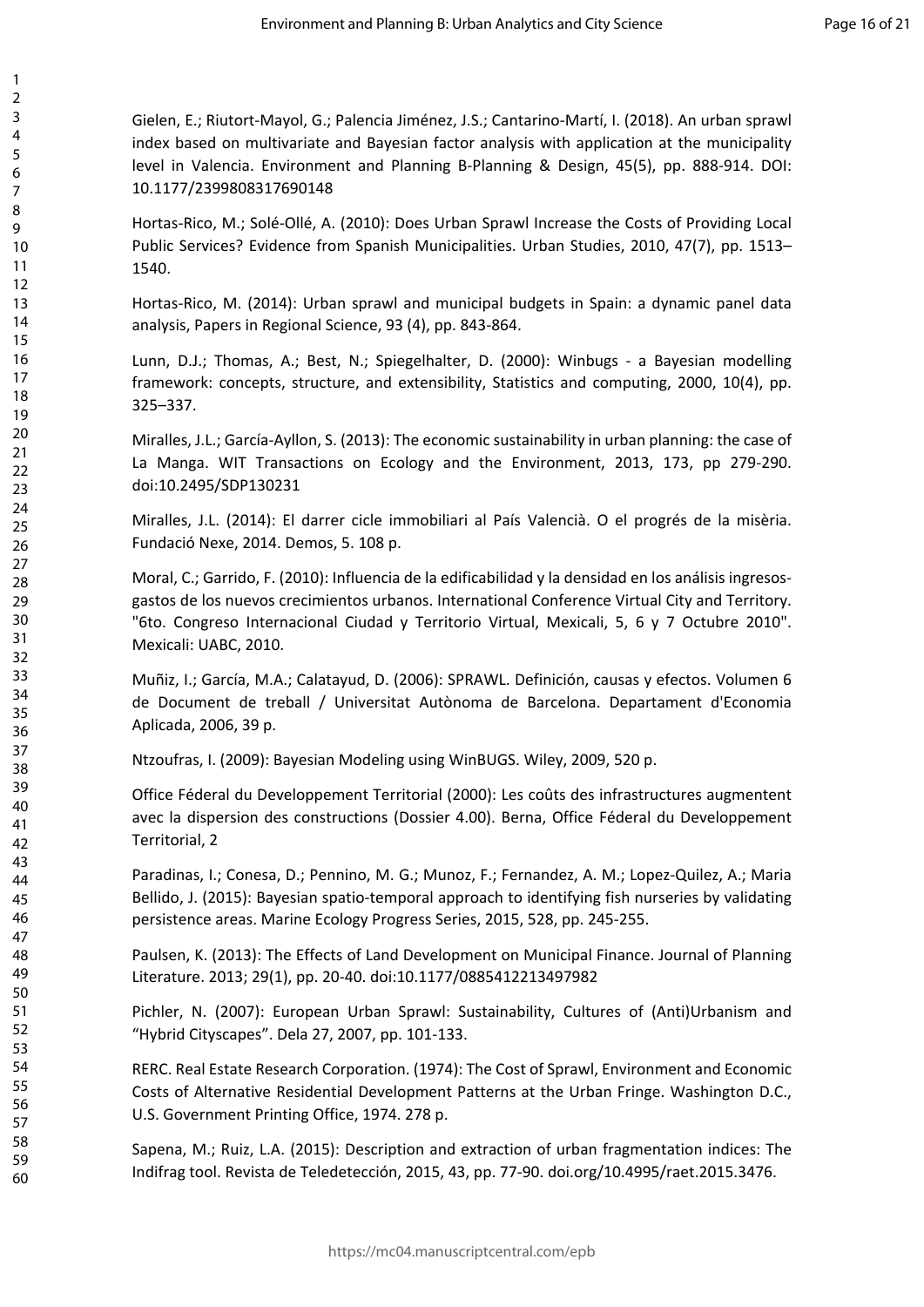Gielen, E.; Riutort-Mayol, G.; Palencia Jiménez, J.S.; Cantarino-Martí, I. (2018). An urban sprawl index based on multivariate and Bayesian factor analysis with application at the municipality level in Valencia. Environment and Planning B-Planning & Design, 45(5), pp. 888-914. DOI: 10.1177/2399808317690148

Hortas-Rico, M.; Solé-Ollé, A. (2010): Does Urban Sprawl Increase the Costs of Providing Local Public Services? Evidence from Spanish Municipalities. Urban Studies, 2010, 47(7), pp. 1513–1540.

Hortas-Rico, M. (2014): Urban sprawl and municipal budgets in Spain: a dynamic panel data analysis, Papers in Regional Science, 93 (4), pp. 843-864.

Lunn, D.J.; Thomas, A.; Best, N.; Spiegelhalter, D. (2000): Winbugs - a Bayesian modelling framework: concepts, structure, and extensibility, Statistics and computing, 2000, 10(4), pp. 325–337.

Miralles, J.L.; García-Ayllon, S. (2013): The economic sustainability in urban planning: the case of La Manga. WIT Transactions on Ecology and the Environment, 2013, 173, pp 279-290. doi:10.2495/SDP130231

Miralles, J.L. (2014): El darrer cicle immobiliari al País Valencià. O el progrés de la misèria. Fundació Nexe, 2014. Demos, 5. 108 p.

Moral, C.; Garrido, F. (2010): Influencia de la edificabilidad y la densidad en los análisis ingresos-gastos de los nuevos crecimientos urbanos. International Conference Virtual City and Territory. "6to. Congreso Internacional Ciudad y Territorio Virtual, Mexicali, 5, 6 y 7 Octubre 2010". Mexicali: UABC, 2010.

Muñiz, I.; García, M.A.; Calatayud, D. (2006): SPRAWL. Definición, causas y efectos. Volumen 6 de Document de treball / Universitat Autònoma de Barcelona. Departament d'Economia Aplicada, 2006, 39 p.

Ntzoufras, I. (2009): Bayesian Modeling using WinBUGS. Wiley, 2009, 520 p.

Office Féderal du Developpement Territorial (2000): Les coûts des infrastructures augmentent avec la dispersion des constructions (Dossier 4.00). Berna, Office Féderal du Developpement Territorial, 2

Paradinas, I.; Conesa, D.; Pennino, M. G.; Munoz, F.; Fernandez, A. M.; Lopez-Quilez, A.; Maria Bellido, J. (2015): Bayesian spatio-temporal approach to identifying fish nurseries by validating persistence areas. Marine Ecology Progress Series, 2015, 528, pp. 245-255.

Paulsen, K. (2013): The Effects of Land Development on Municipal Finance. Journal of Planning Literature. 2013; 29(1), pp. 20-40. doi:10.1177/0885412213497982

Pichler, N. (2007): European Urban Sprawl: Sustainability, Cultures of (Anti)Urbanism and "Hybrid Cityscapes". Dela 27, 2007, pp. 101-133.

RERC. Real Estate Research Corporation. (1974): The Cost of Sprawl, Environment and Economic Costs of Alternative Residential Development Patterns at the Urban Fringe. Washington D.C., U.S. Government Printing Office, 1974. 278 p.

Sapena, M.; Ruiz, L.A. (2015): Description and extraction of urban fragmentation indices: The Indifrag tool. Revista de Teledetección, 2015, 43, pp. 77-90. doi.org/10.4995/raet.2015.3476.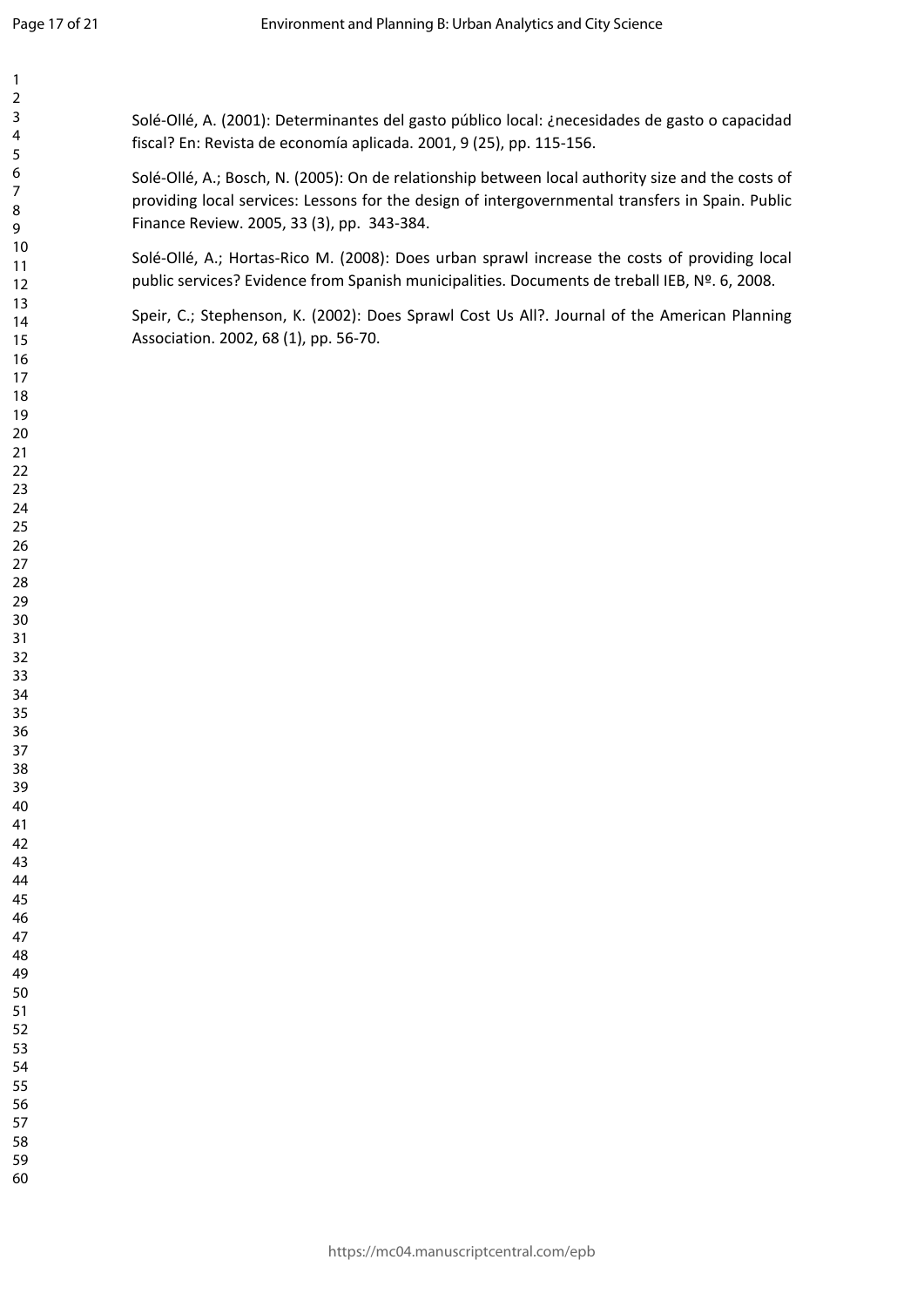Solé-Ollé, A. (2001): Determinantes del gasto público local: ¿necesidades de gasto o capacidad fiscal? En: Revista de economía aplicada. 2001, 9 (25), pp. 115-156.

Solé-Ollé, A.; Bosch, N. (2005): On de relationship between local authority size and the costs of providing local services: Lessons for the design of intergovernmental transfers in Spain. Public Finance Review. 2005, 33 (3), pp. 343-384.

Solé-Ollé, A.; Hortas-Rico M. (2008): Does urban sprawl increase the costs of providing local public services? Evidence from Spanish municipalities. Documents de treball IEB, Nº. 6, 2008.

Speir, C.; Stephenson, K. (2002): Does Sprawl Cost Us All?. Journal of the American Planning Association. 2002, 68 (1), pp. 56-70.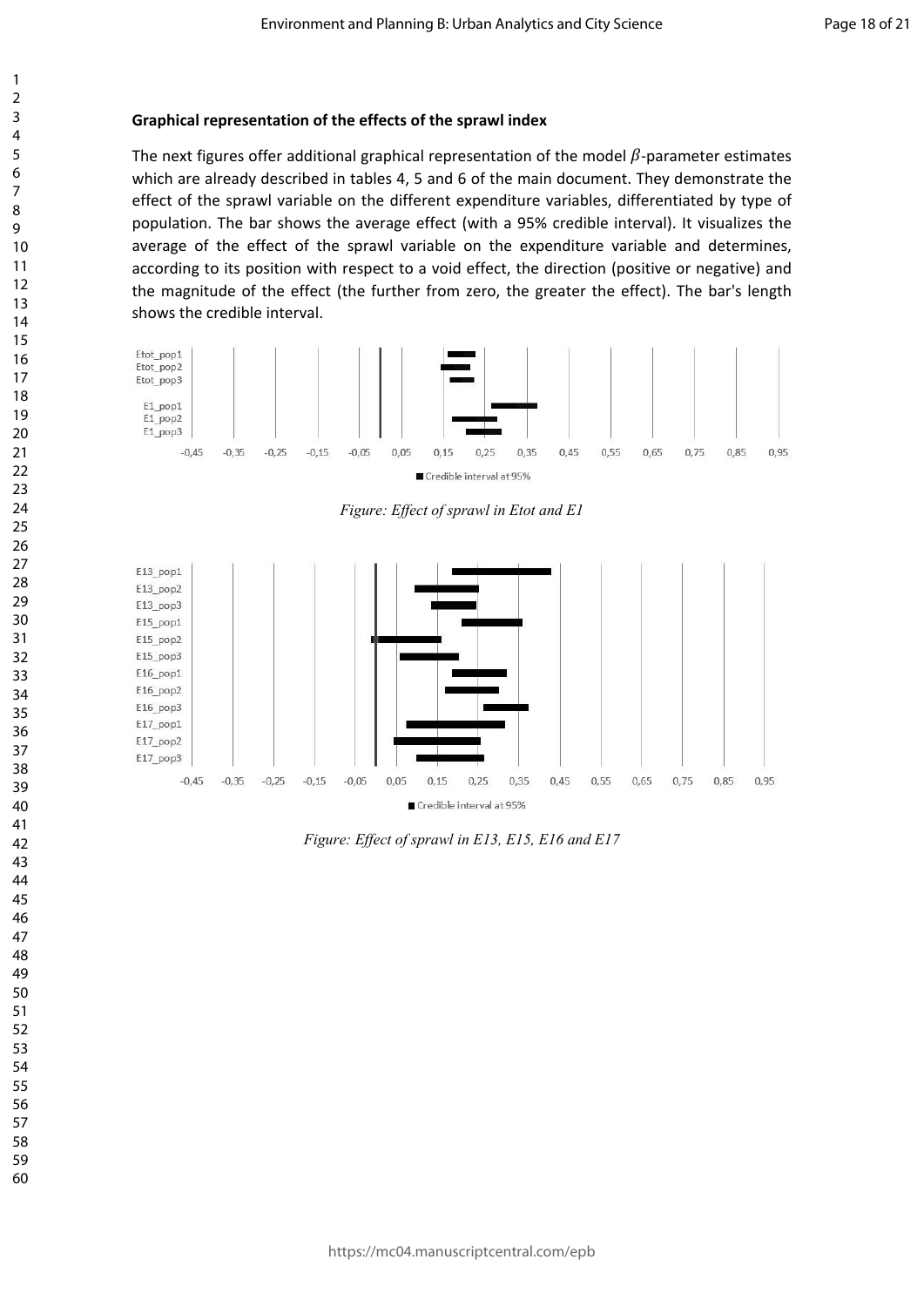**Graphical representation of the effects of the sprawl index**

The next figures offer additional graphical representation of the model $\beta$-parameter estimates which are already described in tables 4, 5 and 6 of the main document. They demonstrate the effect of the sprawl variable on the different expenditure variables, differentiated by type of population. The bar shows the average effect (with a 95% credible interval). It visualizes the average of the effect of the sprawl variable on the expenditure variable and determines, according to its position with respect to a void effect, the direction (positive or negative) and the magnitude of the effect (the further from zero, the greater the effect). The bar's length shows the credible interval.

*Figure: Effect of sprawl in Etot and E1*

*Figure: Effect of sprawl in E13, E15, E16 and E17*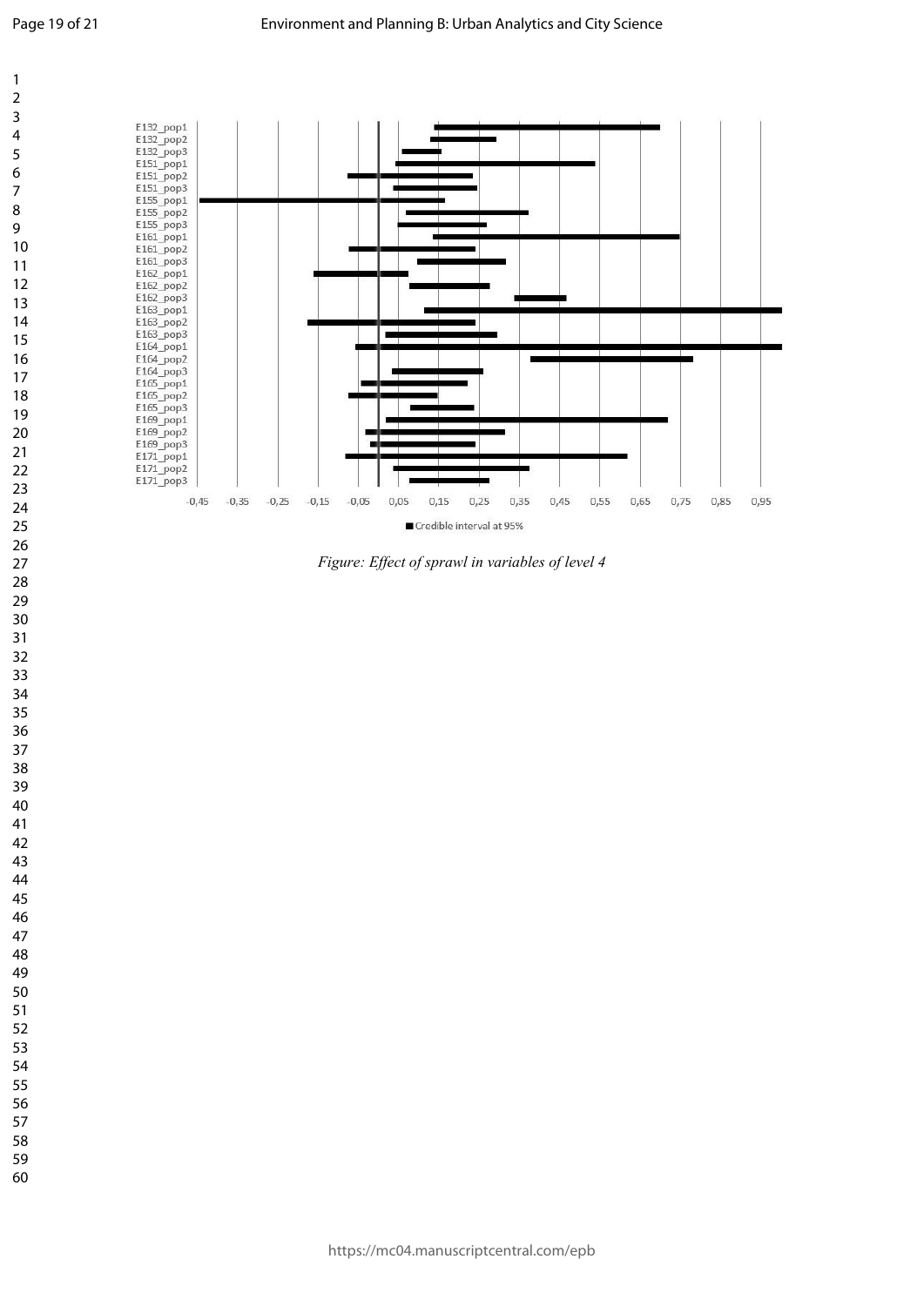Figure: Effect of sprawl in variables of level 4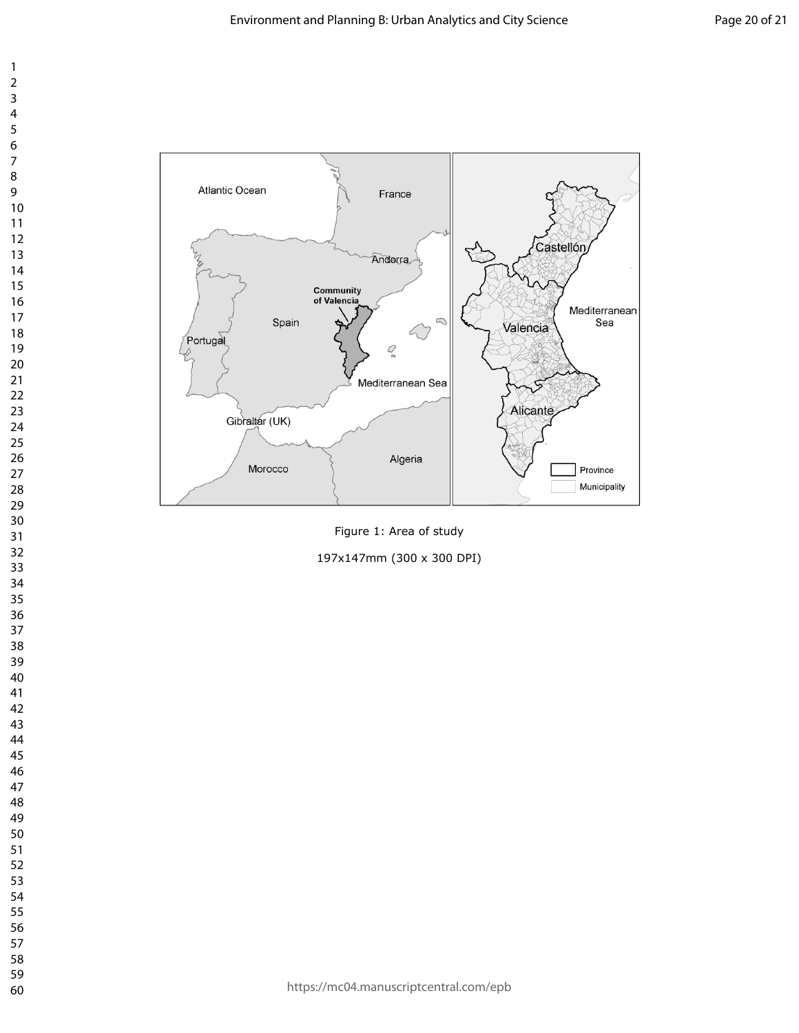Figure 1: Area of study

197x147mm (300 x 300 DPI)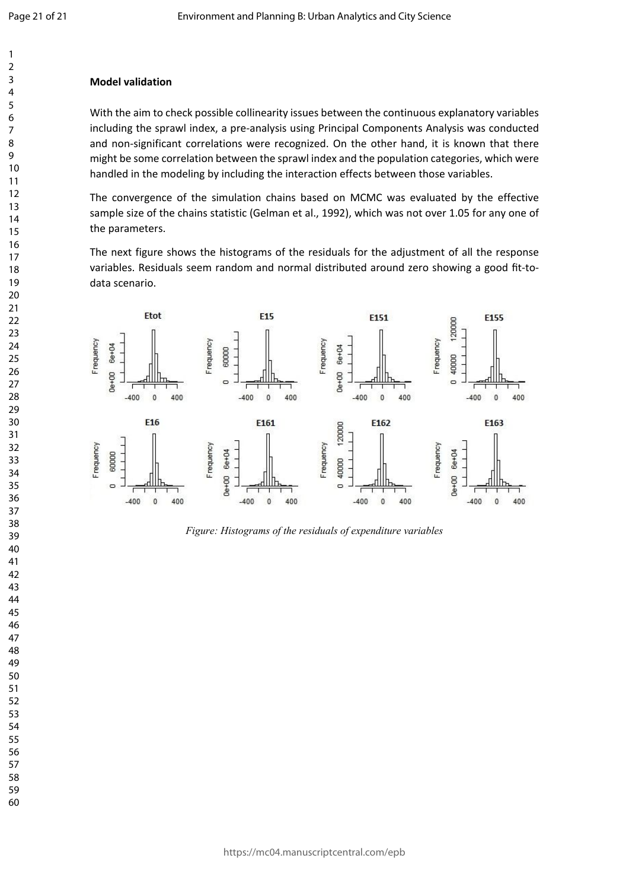**Model validation**

With the aim to check possible collinearity issues between the continuous explanatory variables including the sprawl index, a pre-analysis using Principal Components Analysis was conducted and non-significant correlations were recognized. On the other hand, it is known that there might be some correlation between the sprawl index and the population categories, which were handled in the modeling by including the interaction effects between those variables.

The convergence of the simulation chains based on MCMC was evaluated by the effective sample size of the chains statistic (Gelman et al., 1992), which was not over 1.05 for any one of the parameters.

The next figure shows the histograms of the residuals for the adjustment of all the response variables. Residuals seem random and normal distributed around zero showing a good fit-to-data scenario.

Etot
Frequency
0e+00 6e+04
-400 0 400

E15
Frequency
0 60000
-400 0 400

E151
Frequency
0e+00 6e+04
-400 0 400

E155
Frequency
0 40000 120000
-400 0 400

E16
Frequency
0 60000
-400 0 400

E161
Frequency
0e+00 6e+04
-400 0 400

E162
Frequency
0 40000 120000
-400 0 400

E163
Frequency
0e+00 6e+04
-400 0 400

*Figure: Histograms of the residuals of expenditure variables*